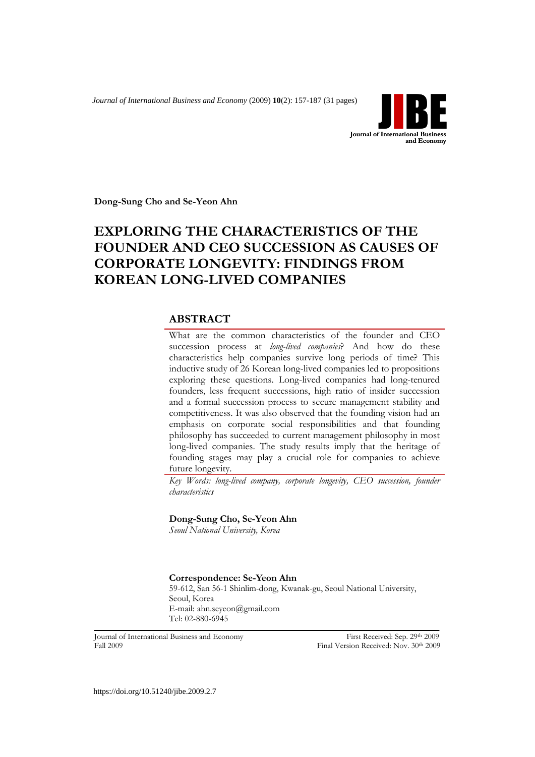Dong-Sung Cho and Se-Yeon Ahn

# EXPLORING THE CHARACTERISTICS OF THE FOUNDER AND CEO SUCCESSION AS CAUSES OF CORPORATE LONGEVITY: FINDINGS FROM KOREAN LONG-LIVED COMPANIES

## ABSTRACT

What are the common characteristics of the founder and CEO succession process at *long-lived companies*? And how do these characteristics help companies survive long periods of time? This inductive study of 26 Korean long-lived companies led to propositions exploring these questions. Long-lived companies had long-tenured founders, less frequent successions, high ratio of insider succession and a formal succession process to secure management stability and competitiveness. It was also observed that the founding vision had an emphasis on corporate social responsibilities and that founding philosophy has succeeded to current management philosophy in most long-lived companies. The study results imply that the heritage of founding stages may play a crucial role for companies to achieve future longevity.

*Key Words: long-lived company, corporate longevity, CEO succession, founder characteristics*

**Dong-Sung Cho, Se-Yeon Ahn**
*Seoul National University, Korea*

**Correspondence: Se-Yeon Ahn**
59-612, San 56-1 Shinlim-dong, Kwanak-gu, Seoul National University, Seoul, Korea
E-mail: ahn.seyeon@gmail.com
Tel: 02-880-6945

First Received: Sep. 29th 2009
Final Version Received: Nov. 30th 2009

https://doi.org/10.51240/jibe.2009.2.7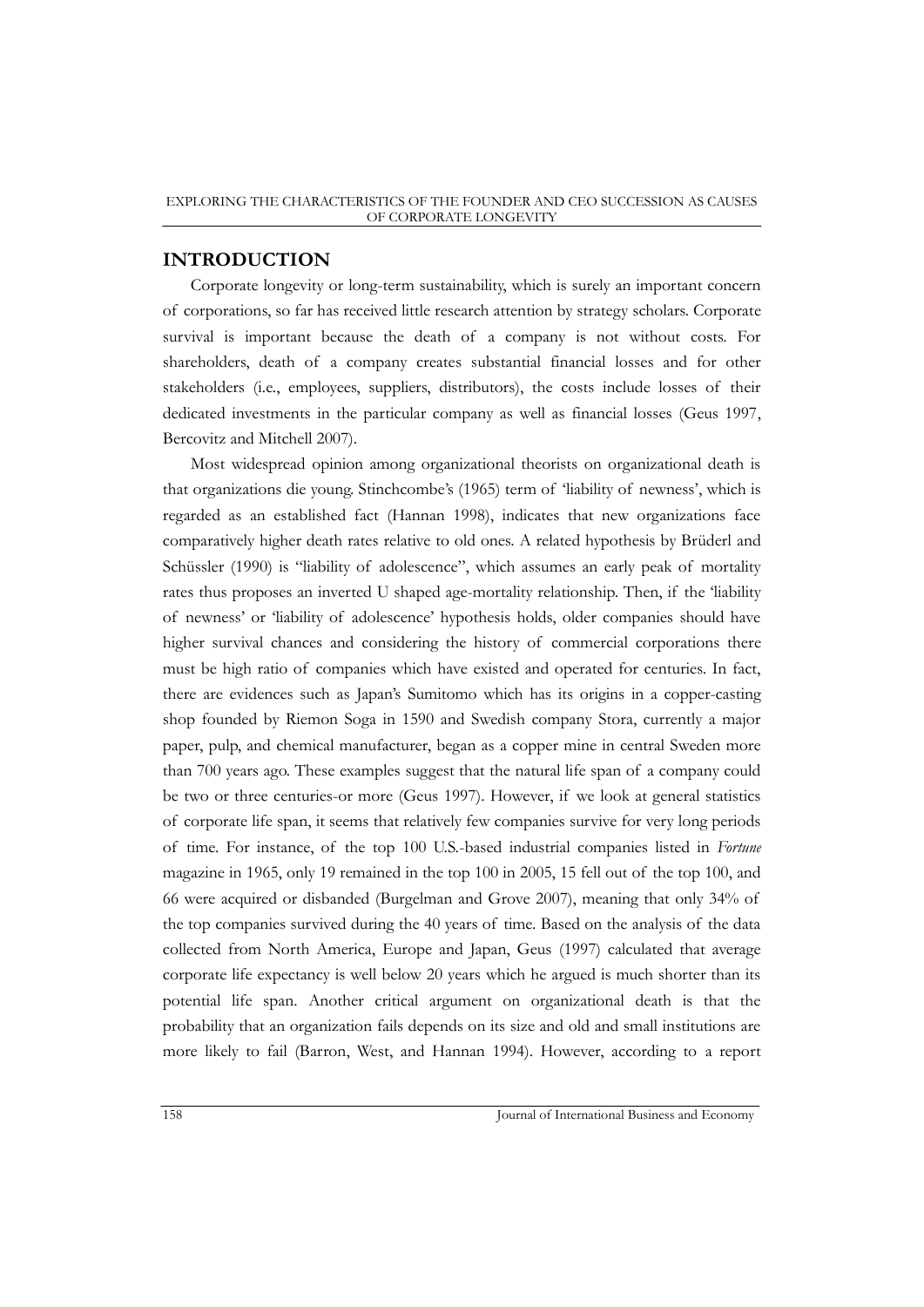## INTRODUCTION

Corporate longevity or long-term sustainability, which is surely an important concern of corporations, so far has received little research attention by strategy scholars. Corporate survival is important because the death of a company is not without costs. For shareholders, death of a company creates substantial financial losses and for other stakeholders (i.e., employees, suppliers, distributors), the costs include losses of their dedicated investments in the particular company as well as financial losses (Geus 1997, Bercovitz and Mitchell 2007).

Most widespread opinion among organizational theorists on organizational death is that organizations die young. Stinchcombe's (1965) term of 'liability of newness', which is regarded as an established fact (Hannan 1998), indicates that new organizations face comparatively higher death rates relative to old ones. A related hypothesis by Brüderl and Schüssler (1990) is "liability of adolescence", which assumes an early peak of mortality rates thus proposes an inverted U shaped age-mortality relationship. Then, if the 'liability of newness' or 'liability of adolescence' hypothesis holds, older companies should have higher survival chances and considering the history of commercial corporations there must be high ratio of companies which have existed and operated for centuries. In fact, there are evidences such as Japan's Sumitomo which has its origins in a copper-casting shop founded by Riemon Soga in 1590 and Swedish company Stora, currently a major paper, pulp, and chemical manufacturer, began as a copper mine in central Sweden more than 700 years ago. These examples suggest that the natural life span of a company could be two or three centuries-or more (Geus 1997). However, if we look at general statistics of corporate life span, it seems that relatively few companies survive for very long periods of time. For instance, of the top 100 U.S.-based industrial companies listed in *Fortune* magazine in 1965, only 19 remained in the top 100 in 2005, 15 fell out of the top 100, and 66 were acquired or disbanded (Burgelman and Grove 2007), meaning that only 34% of the top companies survived during the 40 years of time. Based on the analysis of the data collected from North America, Europe and Japan, Geus (1997) calculated that average corporate life expectancy is well below 20 years which he argued is much shorter than its potential life span. Another critical argument on organizational death is that the probability that an organization fails depends on its size and old and small institutions are more likely to fail (Barron, West, and Hannan 1994). However, according to a report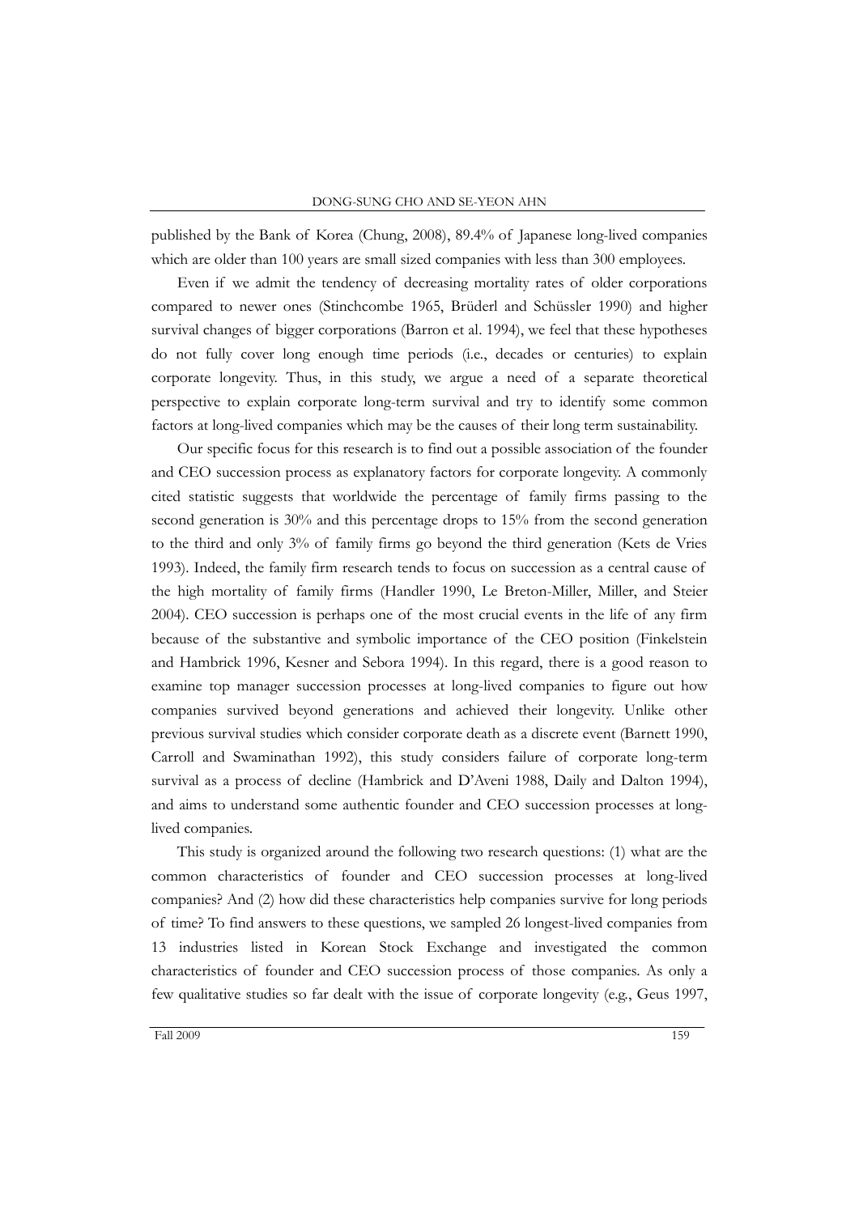published by the Bank of Korea (Chung, 2008), 89.4% of Japanese long-lived companies which are older than 100 years are small sized companies with less than 300 employees.

Even if we admit the tendency of decreasing mortality rates of older corporations compared to newer ones (Stinchcombe 1965, Brüderl and Schüssler 1990) and higher survival changes of bigger corporations (Barron et al. 1994), we feel that these hypotheses do not fully cover long enough time periods (i.e., decades or centuries) to explain corporate longevity. Thus, in this study, we argue a need of a separate theoretical perspective to explain corporate long-term survival and try to identify some common factors at long-lived companies which may be the causes of their long term sustainability.

Our specific focus for this research is to find out a possible association of the founder and CEO succession process as explanatory factors for corporate longevity. A commonly cited statistic suggests that worldwide the percentage of family firms passing to the second generation is 30% and this percentage drops to 15% from the second generation to the third and only 3% of family firms go beyond the third generation (Kets de Vries 1993). Indeed, the family firm research tends to focus on succession as a central cause of the high mortality of family firms (Handler 1990, Le Breton-Miller, Miller, and Steier 2004). CEO succession is perhaps one of the most crucial events in the life of any firm because of the substantive and symbolic importance of the CEO position (Finkelstein and Hambrick 1996, Kesner and Sebora 1994). In this regard, there is a good reason to examine top manager succession processes at long-lived companies to figure out how companies survived beyond generations and achieved their longevity. Unlike other previous survival studies which consider corporate death as a discrete event (Barnett 1990, Carroll and Swaminathan 1992), this study considers failure of corporate long-term survival as a process of decline (Hambrick and D'Aveni 1988, Daily and Dalton 1994), and aims to understand some authentic founder and CEO succession processes at long-lived companies.

This study is organized around the following two research questions: (1) what are the common characteristics of founder and CEO succession processes at long-lived companies? And (2) how did these characteristics help companies survive for long periods of time? To find answers to these questions, we sampled 26 longest-lived companies from 13 industries listed in Korean Stock Exchange and investigated the common characteristics of founder and CEO succession process of those companies. As only a few qualitative studies so far dealt with the issue of corporate longevity (e.g., Geus 1997,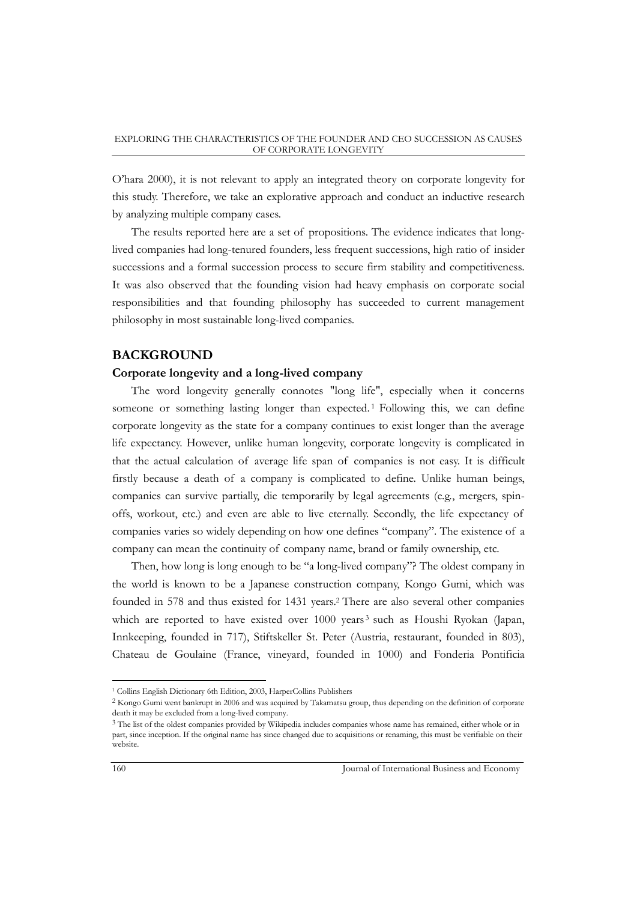O'hara 2000), it is not relevant to apply an integrated theory on corporate longevity for this study. Therefore, we take an explorative approach and conduct an inductive research by analyzing multiple company cases.

The results reported here are a set of propositions. The evidence indicates that long-lived companies had long-tenured founders, less frequent successions, high ratio of insider successions and a formal succession process to secure firm stability and competitiveness. It was also observed that the founding vision had heavy emphasis on corporate social responsibilities and that founding philosophy has succeeded to current management philosophy in most sustainable long-lived companies.

## BACKGROUND

### Corporate longevity and a long-lived company

The word longevity generally connotes "long life", especially when it concerns someone or something lasting longer than expected.[1] Following this, we can define corporate longevity as the state for a company continues to exist longer than the average life expectancy. However, unlike human longevity, corporate longevity is complicated in that the actual calculation of average life span of companies is not easy. It is difficult firstly because a death of a company is complicated to define. Unlike human beings, companies can survive partially, die temporarily by legal agreements (e.g., mergers, spin-offs, workout, etc.) and even are able to live eternally. Secondly, the life expectancy of companies varies so widely depending on how one defines "company". The existence of a company can mean the continuity of company name, brand or family ownership, etc.

Then, how long is long enough to be "a long-lived company"? The oldest company in the world is known to be a Japanese construction company, Kongo Gumi, which was founded in 578 and thus existed for 1431 years.[2] There are also several other companies which are reported to have existed over 1000 years[3] such as Houshi Ryokan (Japan, Innkeeping, founded in 717), Stiftskeller St. Peter (Austria, restaurant, founded in 803), Chateau de Goulaine (France, vineyard, founded in 1000) and Fonderia Pontificia

---

[1] Collins English Dictionary 6th Edition, 2003, HarperCollins Publishers

[2] Kongo Gumi went bankrupt in 2006 and was acquired by Takamatsu group, thus depending on the definition of corporate death it may be excluded from a long-lived company.

[3] The list of the oldest companies provided by Wikipedia includes companies whose name has remained, either whole or in part, since inception. If the original name has since changed due to acquisitions or renaming, this must be verifiable on their website.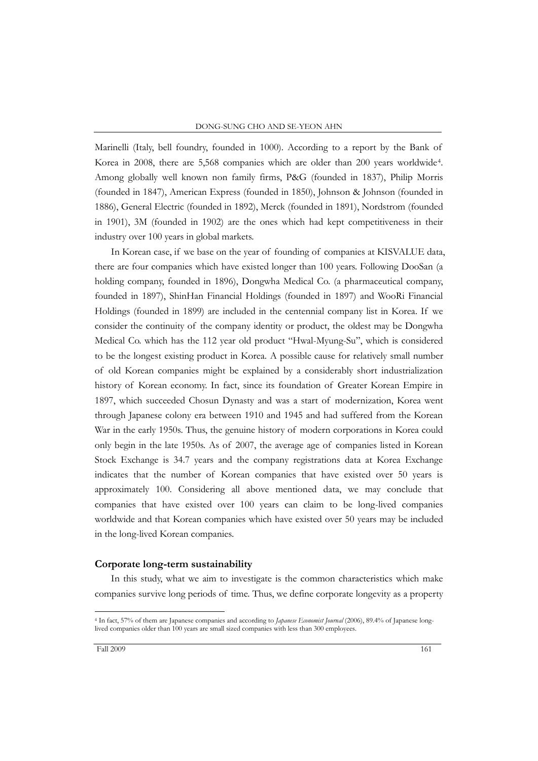Marinelli (Italy, bell foundry, founded in 1000). According to a report by the Bank of Korea in 2008, there are 5,568 companies which are older than 200 years worldwide[4]. Among globally well known non family firms, P&G (founded in 1837), Philip Morris (founded in 1847), American Express (founded in 1850), Johnson & Johnson (founded in 1886), General Electric (founded in 1892), Merck (founded in 1891), Nordstrom (founded in 1901), 3M (founded in 1902) are the ones which had kept competitiveness in their industry over 100 years in global markets.

In Korean case, if we base on the year of founding of companies at KISVALUE data, there are four companies which have existed longer than 100 years. Following DooSan (a holding company, founded in 1896), Dongwha Medical Co. (a pharmaceutical company, founded in 1897), ShinHan Financial Holdings (founded in 1897) and WooRi Financial Holdings (founded in 1899) are included in the centennial company list in Korea. If we consider the continuity of the company identity or product, the oldest may be Dongwha Medical Co. which has the 112 year old product "Hwal-Myung-Su", which is considered to be the longest existing product in Korea. A possible cause for relatively small number of old Korean companies might be explained by a considerably short industrialization history of Korean economy. In fact, since its foundation of Greater Korean Empire in 1897, which succeeded Chosun Dynasty and was a start of modernization, Korea went through Japanese colony era between 1910 and 1945 and had suffered from the Korean War in the early 1950s. Thus, the genuine history of modern corporations in Korea could only begin in the late 1950s. As of 2007, the average age of companies listed in Korean Stock Exchange is 34.7 years and the company registrations data at Korea Exchange indicates that the number of Korean companies that have existed over 50 years is approximately 100. Considering all above mentioned data, we may conclude that companies that have existed over 100 years can claim to be long-lived companies worldwide and that Korean companies which have existed over 50 years may be included in the long-lived Korean companies.

### Corporate long-term sustainability

In this study, what we aim to investigate is the common characteristics which make companies survive long periods of time. Thus, we define corporate longevity as a property

[4] In fact, 57% of them are Japanese companies and according to *Japanese Economist Journal* (2006), 89.4% of Japanese long-lived companies older than 100 years are small sized companies with less than 300 employees.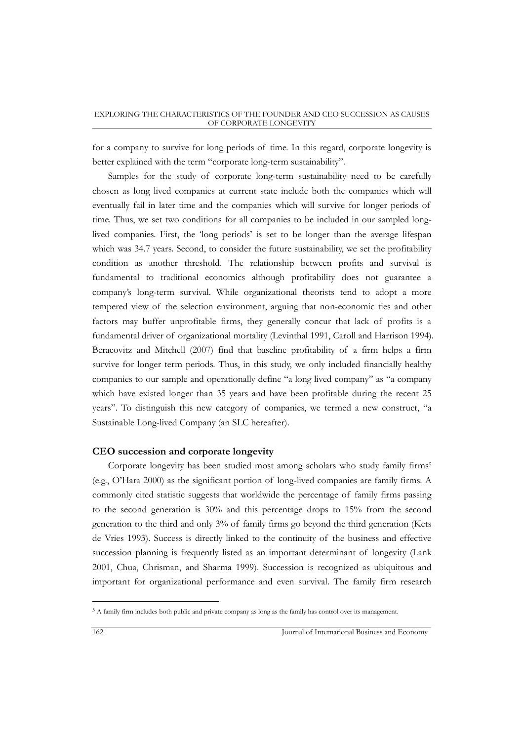for a company to survive for long periods of time. In this regard, corporate longevity is better explained with the term "corporate long-term sustainability".

Samples for the study of corporate long-term sustainability need to be carefully chosen as long lived companies at current state include both the companies which will eventually fail in later time and the companies which will survive for longer periods of time. Thus, we set two conditions for all companies to be included in our sampled long-lived companies. First, the 'long periods' is set to be longer than the average lifespan which was 34.7 years. Second, to consider the future sustainability, we set the profitability condition as another threshold. The relationship between profits and survival is fundamental to traditional economics although profitability does not guarantee a company's long-term survival. While organizational theorists tend to adopt a more tempered view of the selection environment, arguing that non-economic ties and other factors may buffer unprofitable firms, they generally concur that lack of profits is a fundamental driver of organizational mortality (Levinthal 1991, Caroll and Harrison 1994). Beracovitz and Mitchell (2007) find that baseline profitability of a firm helps a firm survive for longer term periods. Thus, in this study, we only included financially healthy companies to our sample and operationally define "a long lived company" as "a company which have existed longer than 35 years and have been profitable during the recent 25 years". To distinguish this new category of companies, we termed a new construct, "a Sustainable Long-lived Company (an SLC hereafter).

## CEO succession and corporate longevity

Corporate longevity has been studied most among scholars who study family firms[5] (e.g., O'Hara 2000) as the significant portion of long-lived companies are family firms. A commonly cited statistic suggests that worldwide the percentage of family firms passing to the second generation is 30% and this percentage drops to 15% from the second generation to the third and only 3% of family firms go beyond the third generation (Kets de Vries 1993). Success is directly linked to the continuity of the business and effective succession planning is frequently listed as an important determinant of longevity (Lank 2001, Chua, Chrisman, and Sharma 1999). Succession is recognized as ubiquitous and important for organizational performance and even survival. The family firm research

[5] A family firm includes both public and private company as long as the family has control over its management.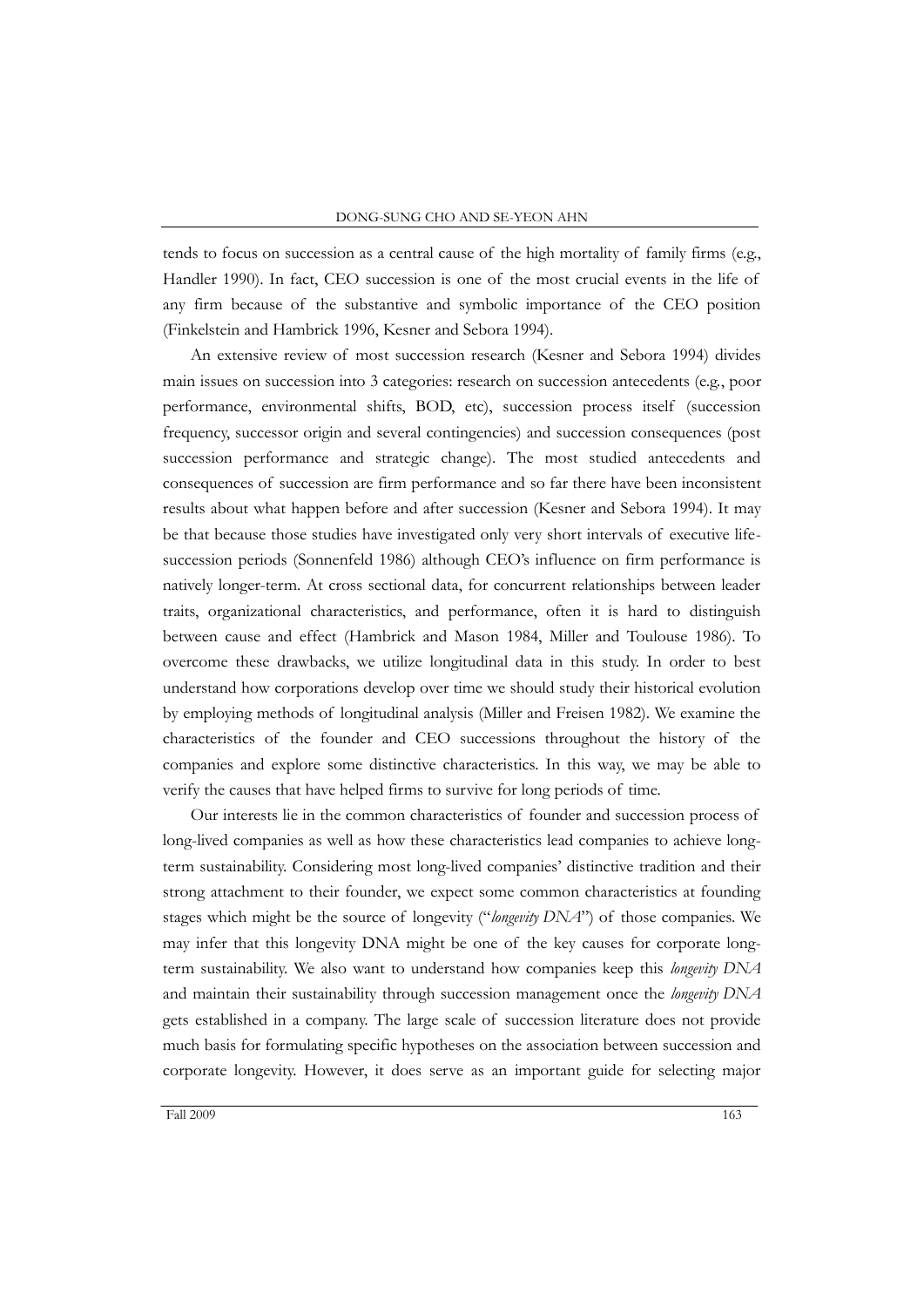tends to focus on succession as a central cause of the high mortality of family firms (e.g., Handler 1990). In fact, CEO succession is one of the most crucial events in the life of any firm because of the substantive and symbolic importance of the CEO position (Finkelstein and Hambrick 1996, Kesner and Sebora 1994).

An extensive review of most succession research (Kesner and Sebora 1994) divides main issues on succession into 3 categories: research on succession antecedents (e.g., poor performance, environmental shifts, BOD, etc), succession process itself (succession frequency, successor origin and several contingencies) and succession consequences (post succession performance and strategic change). The most studied antecedents and consequences of succession are firm performance and so far there have been inconsistent results about what happen before and after succession (Kesner and Sebora 1994). It may be that because those studies have investigated only very short intervals of executive life-succession periods (Sonnenfeld 1986) although CEO's influence on firm performance is natively longer-term. At cross sectional data, for concurrent relationships between leader traits, organizational characteristics, and performance, often it is hard to distinguish between cause and effect (Hambrick and Mason 1984, Miller and Toulouse 1986). To overcome these drawbacks, we utilize longitudinal data in this study. In order to best understand how corporations develop over time we should study their historical evolution by employing methods of longitudinal analysis (Miller and Freisen 1982). We examine the characteristics of the founder and CEO successions throughout the history of the companies and explore some distinctive characteristics. In this way, we may be able to verify the causes that have helped firms to survive for long periods of time.

Our interests lie in the common characteristics of founder and succession process of long-lived companies as well as how these characteristics lead companies to achieve long-term sustainability. Considering most long-lived companies' distinctive tradition and their strong attachment to their founder, we expect some common characteristics at founding stages which might be the source of longevity ("*longevity DNA*") of those companies. We may infer that this longevity DNA might be one of the key causes for corporate long-term sustainability. We also want to understand how companies keep this *longevity DNA* and maintain their sustainability through succession management once the *longevity DNA* gets established in a company. The large scale of succession literature does not provide much basis for formulating specific hypotheses on the association between succession and corporate longevity. However, it does serve as an important guide for selecting major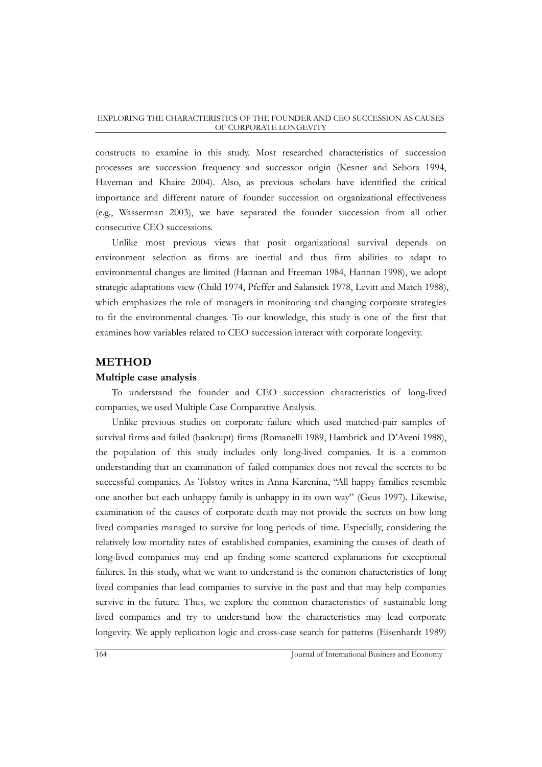constructs to examine in this study. Most researched characteristics of succession processes are succession frequency and successor origin (Kesner and Sebora 1994, Haveman and Khaire 2004). Also, as previous scholars have identified the critical importance and different nature of founder succession on organizational effectiveness (e.g., Wasserman 2003), we have separated the founder succession from all other consecutive CEO successions.

Unlike most previous views that posit organizational survival depends on environment selection as firms are inertial and thus firm abilities to adapt to environmental changes are limited (Hannan and Freeman 1984, Hannan 1998), we adopt strategic adaptations view (Child 1974, Pfeffer and Salansick 1978, Levitt and Match 1988), which emphasizes the role of managers in monitoring and changing corporate strategies to fit the environmental changes. To our knowledge, this study is one of the first that examines how variables related to CEO succession interact with corporate longevity.

## METHOD

### Multiple case analysis

To understand the founder and CEO succession characteristics of long-lived companies, we used Multiple Case Comparative Analysis.

Unlike previous studies on corporate failure which used matched-pair samples of survival firms and failed (bankrupt) firms (Romanelli 1989, Hambrick and D'Aveni 1988), the population of this study includes only long-lived companies. It is a common understanding that an examination of failed companies does not reveal the secrets to be successful companies. As Tolstoy writes in Anna Karenina, "All happy families resemble one another but each unhappy family is unhappy in its own way" (Geus 1997). Likewise, examination of the causes of corporate death may not provide the secrets on how long lived companies managed to survive for long periods of time. Especially, considering the relatively low mortality rates of established companies, examining the causes of death of long-lived companies may end up finding some scattered explanations for exceptional failures. In this study, what we want to understand is the common characteristics of long lived companies that lead companies to survive in the past and that may help companies survive in the future. Thus, we explore the common characteristics of sustainable long lived companies and try to understand how the characteristics may lead corporate longevity. We apply replication logic and cross-case search for patterns (Eisenhardt 1989)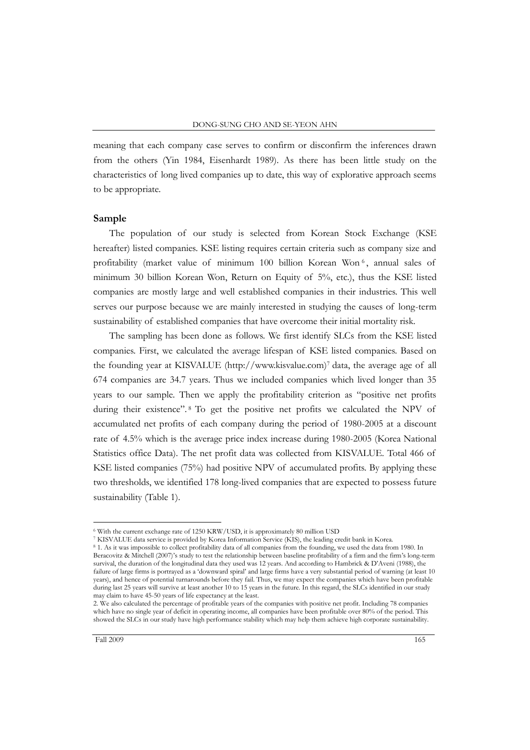meaning that each company case serves to confirm or disconfirm the inferences drawn from the others (Yin 1984, Eisenhardt 1989). As there has been little study on the characteristics of long lived companies up to date, this way of explorative approach seems to be appropriate.

## Sample

The population of our study is selected from Korean Stock Exchange (KSE hereafter) listed companies. KSE listing requires certain criteria such as company size and profitability (market value of minimum 100 billion Korean Won[6], annual sales of minimum 30 billion Korean Won, Return on Equity of 5%, etc.), thus the KSE listed companies are mostly large and well established companies in their industries. This well serves our purpose because we are mainly interested in studying the causes of long-term sustainability of established companies that have overcome their initial mortality risk.

The sampling has been done as follows. We first identify SLCs from the KSE listed companies. First, we calculated the average lifespan of KSE listed companies. Based on the founding year at KISVALUE (http://www.kisvalue.com)[7] data, the average age of all 674 companies are 34.7 years. Thus we included companies which lived longer than 35 years to our sample. Then we apply the profitability criterion as "positive net profits during their existence".[8] To get the positive net profits we calculated the NPV of accumulated net profits of each company during the period of 1980-2005 at a discount rate of 4.5% which is the average price index increase during 1980-2005 (Korea National Statistics office Data). The net profit data was collected from KISVALUE. Total 466 of KSE listed companies (75%) had positive NPV of accumulated profits. By applying these two thresholds, we identified 178 long-lived companies that are expected to possess future sustainability (Table 1).

---

[6] With the current exchange rate of 1250 KRW/USD, it is approximately 80 million USD

[7] KISVALUE data service is provided by Korea Information Service (KIS), the leading credit bank in Korea.

[8] 1. As it was impossible to collect profitability data of all companies from the founding, we used the data from 1980. In Beracovitz & Mitchell (2007)'s study to test the relationship between baseline profitability of a firm and the firm's long-term survival, the duration of the longitudinal data they used was 12 years. And according to Hambrick & D'Aveni (1988), the failure of large firms is portrayed as a 'downward spiral' and large firms have a very substantial period of warning (at least 10 years), and hence of potential turnarounds before they fail. Thus, we may expect the companies which have been profitable during last 25 years will survive at least another 10 to 15 years in the future. In this regard, the SLCs identified in our study may claim to have 45-50 years of life expectancy at the least.

2. We also calculated the percentage of profitable years of the companies with positive net profit. Including 78 companies which have no single year of deficit in operating income, all companies have been profitable over 80% of the period. This showed the SLCs in our study have high performance stability which may help them achieve high corporate sustainability.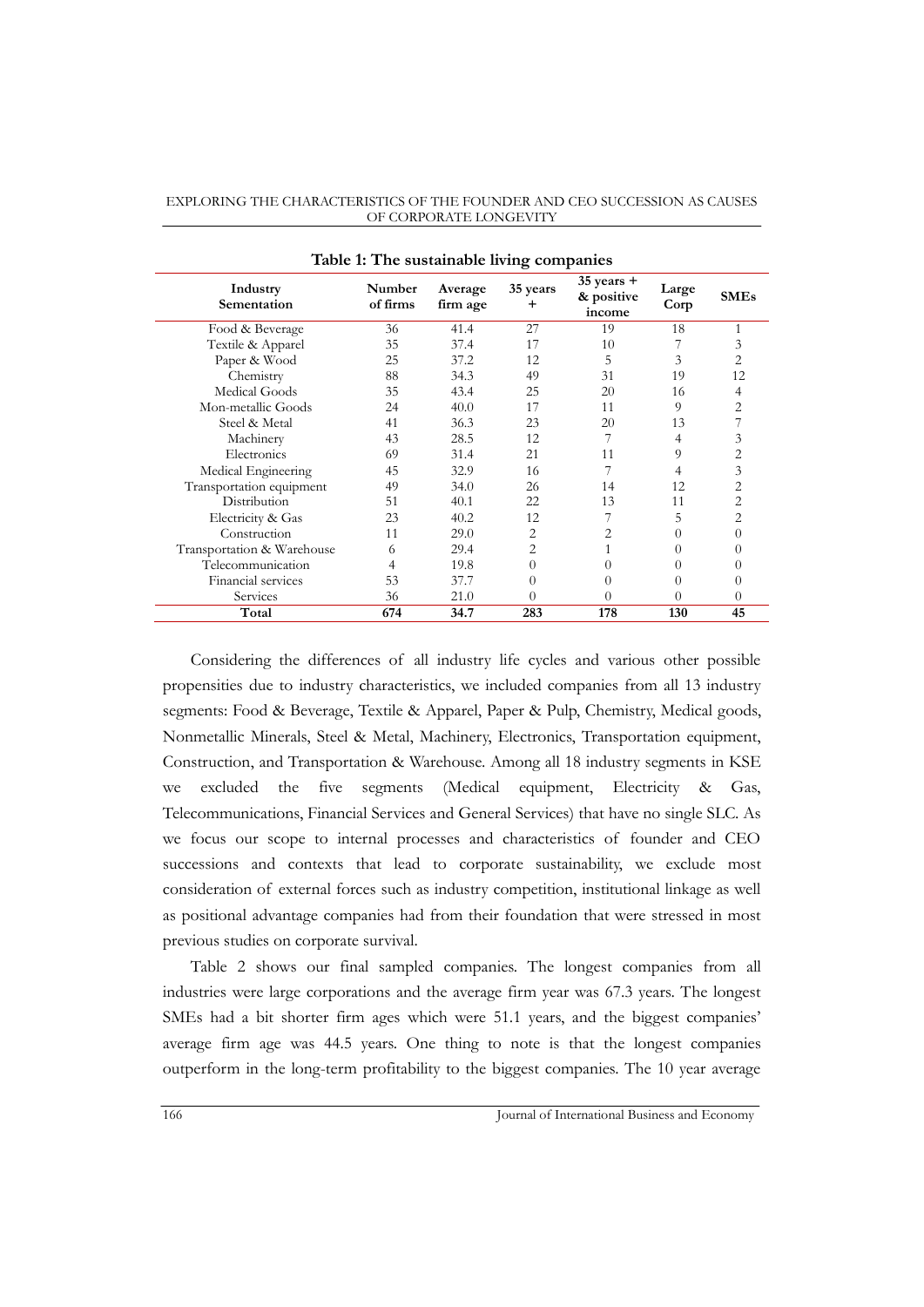**Table 1: The sustainable living companies**

| Industry Sementation | Number of firms | Average firm age | 35 years + | 35 years + & positive income | Large Corp | SMEs |
|---|---|---|---|---|---|---|
| Food & Beverage | 36 | 41.4 | 27 | 19 | 18 | 1 |
| Textile & Apparel | 35 | 37.4 | 17 | 10 | 7 | 3 |
| Paper & Wood | 25 | 37.2 | 12 | 5 | 3 | 2 |
| Chemistry | 88 | 34.3 | 49 | 31 | 19 | 12 |
| Medical Goods | 35 | 43.4 | 25 | 20 | 16 | 4 |
| Mon-metallic Goods | 24 | 40.0 | 17 | 11 | 9 | 2 |
| Steel & Metal | 41 | 36.3 | 23 | 20 | 13 | 7 |
| Machinery | 43 | 28.5 | 12 | 7 | 4 | 3 |
| Electronics | 69 | 31.4 | 21 | 11 | 9 | 2 |
| Medical Engineering | 45 | 32.9 | 16 | 7 | 4 | 3 |
| Transportation equipment | 49 | 34.0 | 26 | 14 | 12 | 2 |
| Distribution | 51 | 40.1 | 22 | 13 | 11 | 2 |
| Electricity & Gas | 23 | 40.2 | 12 | 7 | 5 | 2 |
| Construction | 11 | 29.0 | 2 | 2 | 0 | 0 |
| Transportation & Warehouse | 6 | 29.4 | 2 | 1 | 0 | 0 |
| Telecommunication | 4 | 19.8 | 0 | 0 | 0 | 0 |
| Financial services | 53 | 37.7 | 0 | 0 | 0 | 0 |
| Services | 36 | 21.0 | 0 | 0 | 0 | 0 |
| **Total** | **674** | **34.7** | **283** | **178** | **130** | **45** |

Considering the differences of all industry life cycles and various other possible propensities due to industry characteristics, we included companies from all 13 industry segments: Food & Beverage, Textile & Apparel, Paper & Pulp, Chemistry, Medical goods, Nonmetallic Minerals, Steel & Metal, Machinery, Electronics, Transportation equipment, Construction, and Transportation & Warehouse. Among all 18 industry segments in KSE we excluded the five segments (Medical equipment, Electricity & Gas, Telecommunications, Financial Services and General Services) that have no single SLC. As we focus our scope to internal processes and characteristics of founder and CEO successions and contexts that lead to corporate sustainability, we exclude most consideration of external forces such as industry competition, institutional linkage as well as positional advantage companies had from their foundation that were stressed in most previous studies on corporate survival.

Table 2 shows our final sampled companies. The longest companies from all industries were large corporations and the average firm year was 67.3 years. The longest SMEs had a bit shorter firm ages which were 51.1 years, and the biggest companies' average firm age was 44.5 years. One thing to note is that the longest companies outperform in the long-term profitability to the biggest companies. The 10 year average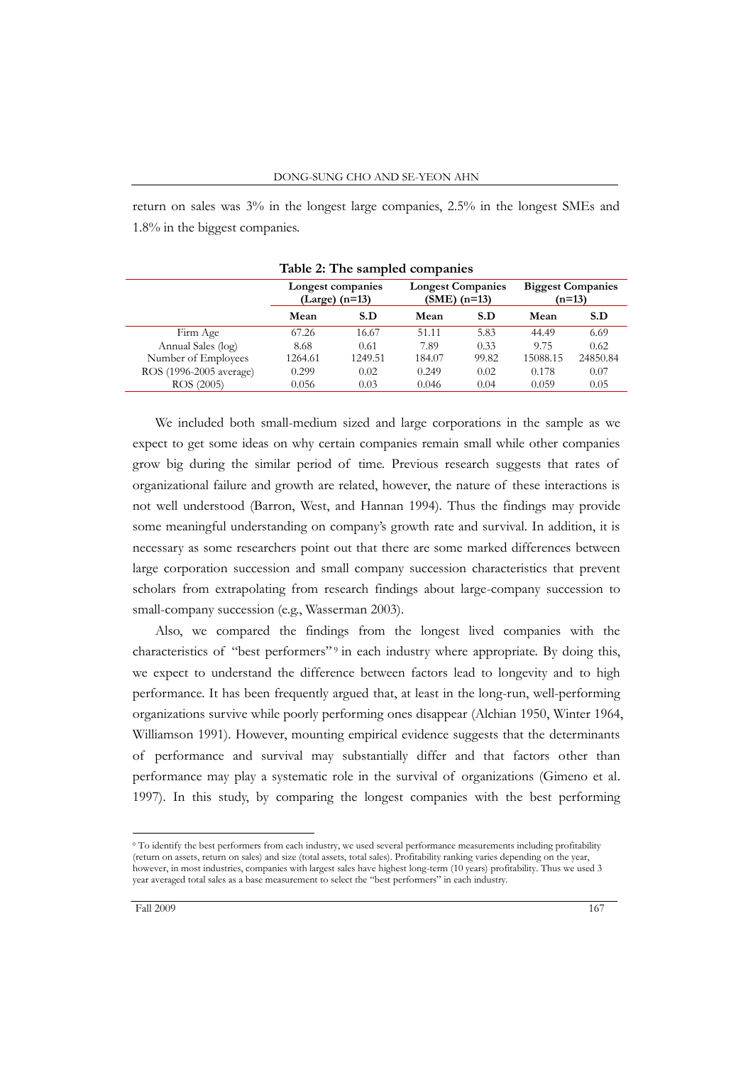return on sales was 3% in the longest large companies, 2.5% in the longest SMEs and 1.8% in the biggest companies.

**Table 2: The sampled companies**

| | Longest companies (Large) (n=13) | | Longest Companies (SME) (n=13) | | Biggest Companies (n=13) | |
|---|---|---|---|---|---|---|
| | **Mean** | **S.D** | **Mean** | **S.D** | **Mean** | **S.D** |
| Firm Age | 67.26 | 16.67 | 51.11 | 5.83 | 44.49 | 6.69 |
| Annual Sales (log) | 8.68 | 0.61 | 7.89 | 0.33 | 9.75 | 0.62 |
| Number of Employees | 1264.61 | 1249.51 | 184.07 | 99.82 | 15088.15 | 24850.84 |
| ROS (1996-2005 average) | 0.299 | 0.02 | 0.249 | 0.02 | 0.178 | 0.07 |
| ROS (2005) | 0.056 | 0.03 | 0.046 | 0.04 | 0.059 | 0.05 |

We included both small-medium sized and large corporations in the sample as we expect to get some ideas on why certain companies remain small while other companies grow big during the similar period of time. Previous research suggests that rates of organizational failure and growth are related, however, the nature of these interactions is not well understood (Barron, West, and Hannan 1994). Thus the findings may provide some meaningful understanding on company's growth rate and survival. In addition, it is necessary as some researchers point out that there are some marked differences between large corporation succession and small company succession characteristics that prevent scholars from extrapolating from research findings about large-company succession to small-company succession (e.g., Wasserman 2003).

Also, we compared the findings from the longest lived companies with the characteristics of "best performers"[9] in each industry where appropriate. By doing this, we expect to understand the difference between factors lead to longevity and to high performance. It has been frequently argued that, at least in the long-run, well-performing organizations survive while poorly performing ones disappear (Alchian 1950, Winter 1964, Williamson 1991). However, mounting empirical evidence suggests that the determinants of performance and survival may substantially differ and that factors other than performance may play a systematic role in the survival of organizations (Gimeno et al. 1997). In this study, by comparing the longest companies with the best performing

[9] To identify the best performers from each industry, we used several performance measurements including profitability (return on assets, return on sales) and size (total assets, total sales). Profitability ranking varies depending on the year, however, in most industries, companies with largest sales have highest long-term (10 years) profitability. Thus we used 3 year averaged total sales as a base measurement to select the "best performers" in each industry.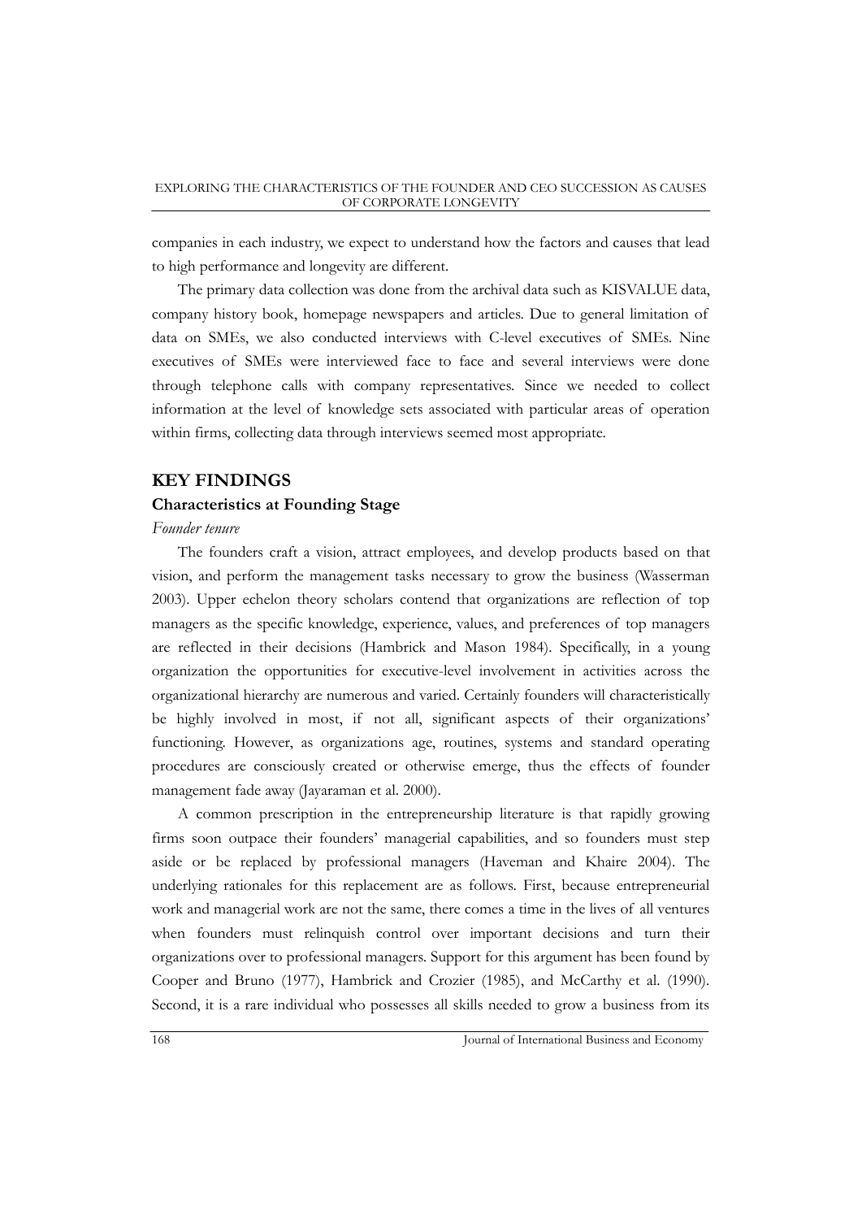companies in each industry, we expect to understand how the factors and causes that lead to high performance and longevity are different.

The primary data collection was done from the archival data such as KISVALUE data, company history book, homepage newspapers and articles. Due to general limitation of data on SMEs, we also conducted interviews with C-level executives of SMEs. Nine executives of SMEs were interviewed face to face and several interviews were done through telephone calls with company representatives. Since we needed to collect information at the level of knowledge sets associated with particular areas of operation within firms, collecting data through interviews seemed most appropriate.

## KEY FINDINGS

### Characteristics at Founding Stage

*Founder tenure*

The founders craft a vision, attract employees, and develop products based on that vision, and perform the management tasks necessary to grow the business (Wasserman 2003). Upper echelon theory scholars contend that organizations are reflection of top managers as the specific knowledge, experience, values, and preferences of top managers are reflected in their decisions (Hambrick and Mason 1984). Specifically, in a young organization the opportunities for executive-level involvement in activities across the organizational hierarchy are numerous and varied. Certainly founders will characteristically be highly involved in most, if not all, significant aspects of their organizations' functioning. However, as organizations age, routines, systems and standard operating procedures are consciously created or otherwise emerge, thus the effects of founder management fade away (Jayaraman et al. 2000).

A common prescription in the entrepreneurship literature is that rapidly growing firms soon outpace their founders' managerial capabilities, and so founders must step aside or be replaced by professional managers (Haveman and Khaire 2004). The underlying rationales for this replacement are as follows. First, because entrepreneurial work and managerial work are not the same, there comes a time in the lives of all ventures when founders must relinquish control over important decisions and turn their organizations over to professional managers. Support for this argument has been found by Cooper and Bruno (1977), Hambrick and Crozier (1985), and McCarthy et al. (1990). Second, it is a rare individual who possesses all skills needed to grow a business from its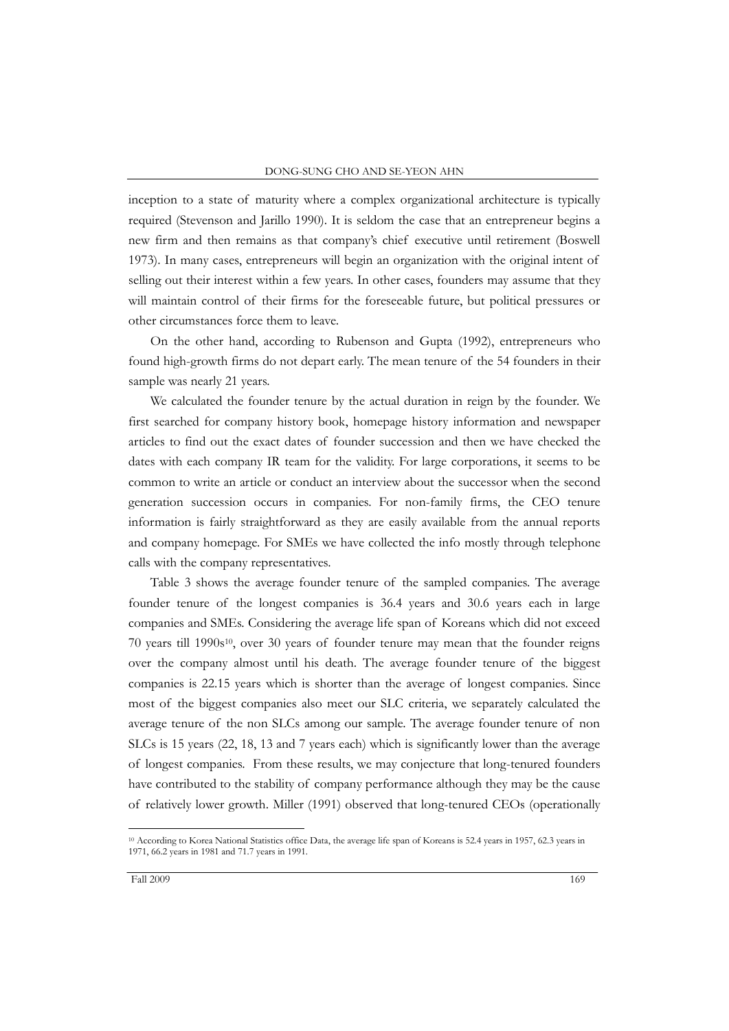inception to a state of maturity where a complex organizational architecture is typically required (Stevenson and Jarillo 1990). It is seldom the case that an entrepreneur begins a new firm and then remains as that company's chief executive until retirement (Boswell 1973). In many cases, entrepreneurs will begin an organization with the original intent of selling out their interest within a few years. In other cases, founders may assume that they will maintain control of their firms for the foreseeable future, but political pressures or other circumstances force them to leave.

On the other hand, according to Rubenson and Gupta (1992), entrepreneurs who found high-growth firms do not depart early. The mean tenure of the 54 founders in their sample was nearly 21 years.

We calculated the founder tenure by the actual duration in reign by the founder. We first searched for company history book, homepage history information and newspaper articles to find out the exact dates of founder succession and then we have checked the dates with each company IR team for the validity. For large corporations, it seems to be common to write an article or conduct an interview about the successor when the second generation succession occurs in companies. For non-family firms, the CEO tenure information is fairly straightforward as they are easily available from the annual reports and company homepage. For SMEs we have collected the info mostly through telephone calls with the company representatives.

Table 3 shows the average founder tenure of the sampled companies. The average founder tenure of the longest companies is 36.4 years and 30.6 years each in large companies and SMEs. Considering the average life span of Koreans which did not exceed 70 years till 1990s[10], over 30 years of founder tenure may mean that the founder reigns over the company almost until his death. The average founder tenure of the biggest companies is 22.15 years which is shorter than the average of longest companies. Since most of the biggest companies also meet our SLC criteria, we separately calculated the average tenure of the non SLCs among our sample. The average founder tenure of non SLCs is 15 years (22, 18, 13 and 7 years each) which is significantly lower than the average of longest companies. From these results, we may conjecture that long-tenured founders have contributed to the stability of company performance although they may be the cause of relatively lower growth. Miller (1991) observed that long-tenured CEOs (operationally

---

[10] According to Korea National Statistics office Data, the average life span of Koreans is 52.4 years in 1957, 62.3 years in 1971, 66.2 years in 1981 and 71.7 years in 1991.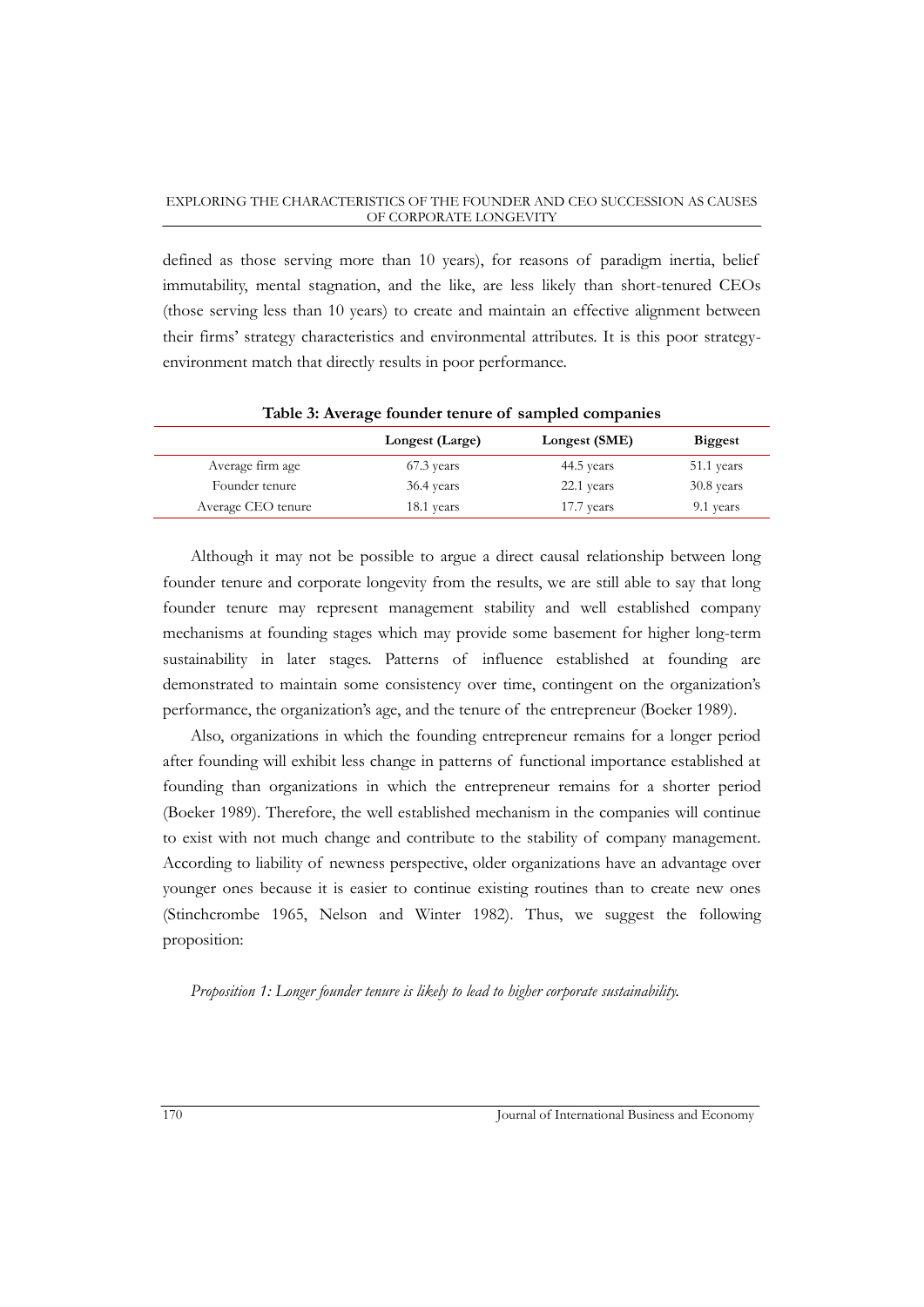defined as those serving more than 10 years), for reasons of paradigm inertia, belief immutability, mental stagnation, and the like, are less likely than short-tenured CEOs (those serving less than 10 years) to create and maintain an effective alignment between their firms' strategy characteristics and environmental attributes. It is this poor strategy-environment match that directly results in poor performance.

**Table 3: Average founder tenure of sampled companies**

| | Longest (Large) | Longest (SME) | Biggest |
|---|---|---|---|
| Average firm age | 67.3 years | 44.5 years | 51.1 years |
| Founder tenure | 36.4 years | 22.1 years | 30.8 years |
| Average CEO tenure | 18.1 years | 17.7 years | 9.1 years |

Although it may not be possible to argue a direct causal relationship between long founder tenure and corporate longevity from the results, we are still able to say that long founder tenure may represent management stability and well established company mechanisms at founding stages which may provide some basement for higher long-term sustainability in later stages. Patterns of influence established at founding are demonstrated to maintain some consistency over time, contingent on the organization's performance, the organization's age, and the tenure of the entrepreneur (Boeker 1989).

Also, organizations in which the founding entrepreneur remains for a longer period after founding will exhibit less change in patterns of functional importance established at founding than organizations in which the entrepreneur remains for a shorter period (Boeker 1989). Therefore, the well established mechanism in the companies will continue to exist with not much change and contribute to the stability of company management. According to liability of newness perspective, older organizations have an advantage over younger ones because it is easier to continue existing routines than to create new ones (Stinchcrombe 1965, Nelson and Winter 1982). Thus, we suggest the following proposition:

*Proposition 1: Longer founder tenure is likely to lead to higher corporate sustainability.*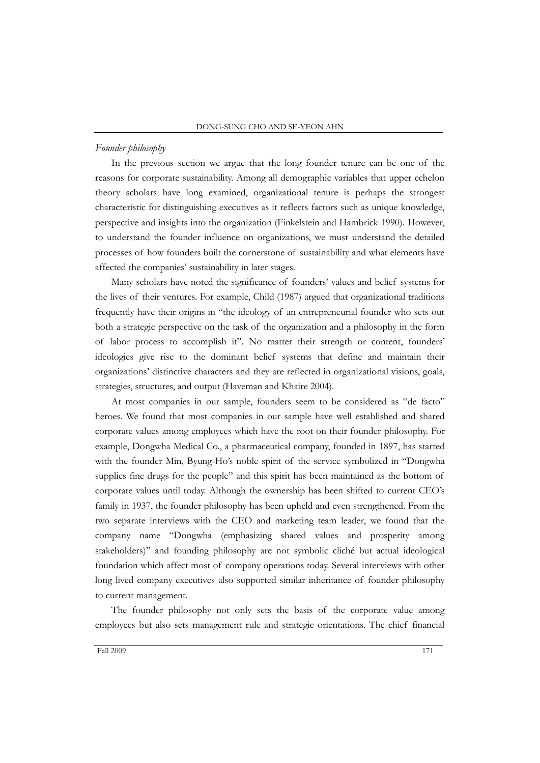*Founder philosophy*

In the previous section we argue that the long founder tenure can be one of the reasons for corporate sustainability. Among all demographic variables that upper echelon theory scholars have long examined, organizational tenure is perhaps the strongest characteristic for distinguishing executives as it reflects factors such as unique knowledge, perspective and insights into the organization (Finkelstein and Hambrick 1990). However, to understand the founder influence on organizations, we must understand the detailed processes of how founders built the cornerstone of sustainability and what elements have affected the companies' sustainability in later stages.

Many scholars have noted the significance of founders' values and belief systems for the lives of their ventures. For example, Child (1987) argued that organizational traditions frequently have their origins in "the ideology of an entrepreneurial founder who sets out both a strategic perspective on the task of the organization and a philosophy in the form of labor process to accomplish it". No matter their strength or content, founders' ideologies give rise to the dominant belief systems that define and maintain their organizations' distinctive characters and they are reflected in organizational visions, goals, strategies, structures, and output (Haveman and Khaire 2004).

At most companies in our sample, founders seem to be considered as "de facto" heroes. We found that most companies in our sample have well established and shared corporate values among employees which have the root on their founder philosophy. For example, Dongwha Medical Co., a pharmaceutical company, founded in 1897, has started with the founder Min, Byung-Ho's noble spirit of the service symbolized in "Dongwha supplies fine drugs for the people" and this spirit has been maintained as the bottom of corporate values until today. Although the ownership has been shifted to current CEO's family in 1937, the founder philosophy has been upheld and even strengthened. From the two separate interviews with the CEO and marketing team leader, we found that the company name "Dongwha (emphasizing shared values and prosperity among stakeholders)" and founding philosophy are not symbolic cliché but actual ideological foundation which affect most of company operations today. Several interviews with other long lived company executives also supported similar inheritance of founder philosophy to current management.

The founder philosophy not only sets the basis of the corporate value among employees but also sets management rule and strategic orientations. The chief financial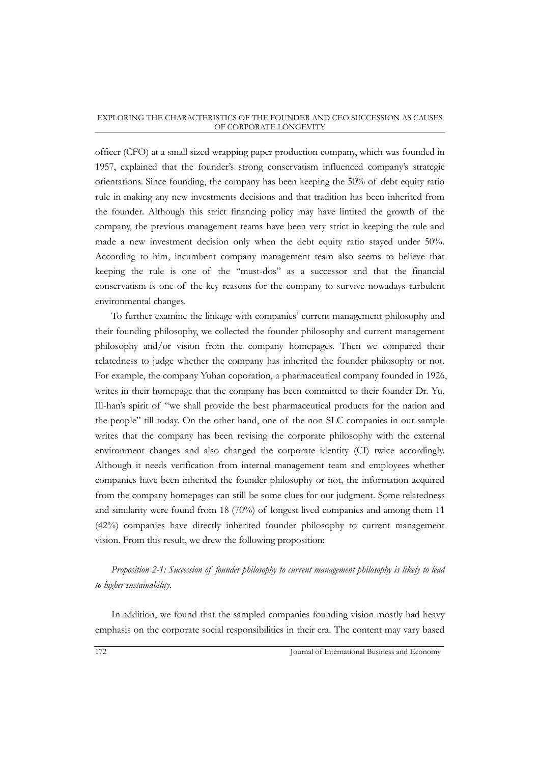officer (CFO) at a small sized wrapping paper production company, which was founded in 1957, explained that the founder's strong conservatism influenced company's strategic orientations. Since founding, the company has been keeping the 50% of debt equity ratio rule in making any new investments decisions and that tradition has been inherited from the founder. Although this strict financing policy may have limited the growth of the company, the previous management teams have been very strict in keeping the rule and made a new investment decision only when the debt equity ratio stayed under 50%. According to him, incumbent company management team also seems to believe that keeping the rule is one of the "must-dos" as a successor and that the financial conservatism is one of the key reasons for the company to survive nowadays turbulent environmental changes.

To further examine the linkage with companies' current management philosophy and their founding philosophy, we collected the founder philosophy and current management philosophy and/or vision from the company homepages. Then we compared their relatedness to judge whether the company has inherited the founder philosophy or not. For example, the company Yuhan coporation, a pharmaceutical company founded in 1926, writes in their homepage that the company has been committed to their founder Dr. Yu, Ill-han's spirit of "we shall provide the best pharmaceutical products for the nation and the people" till today. On the other hand, one of the non SLC companies in our sample writes that the company has been revising the corporate philosophy with the external environment changes and also changed the corporate identity (CI) twice accordingly. Although it needs verification from internal management team and employees whether companies have been inherited the founder philosophy or not, the information acquired from the company homepages can still be some clues for our judgment. Some relatedness and similarity were found from 18 (70%) of longest lived companies and among them 11 (42%) companies have directly inherited founder philosophy to current management vision. From this result, we drew the following proposition:

*Proposition 2-1: Succession of founder philosophy to current management philosophy is likely to lead to higher sustainability.*

In addition, we found that the sampled companies founding vision mostly had heavy emphasis on the corporate social responsibilities in their era. The content may vary based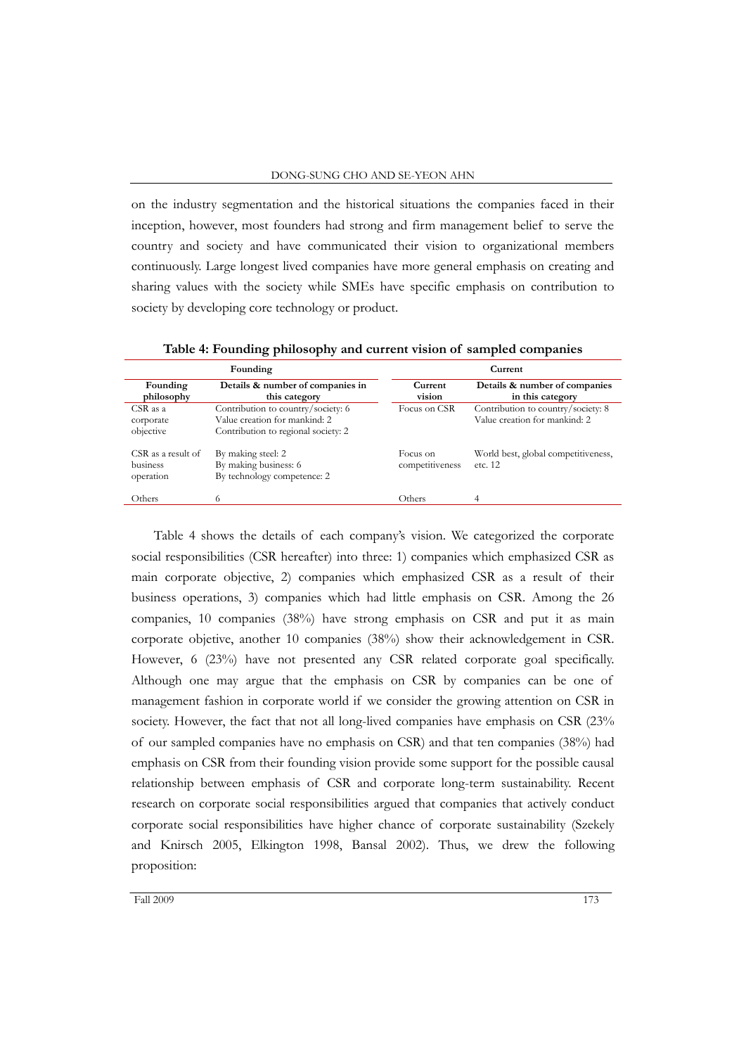on the industry segmentation and the historical situations the companies faced in their inception, however, most founders had strong and firm management belief to serve the country and society and have communicated their vision to organizational members continuously. Large longest lived companies have more general emphasis on creating and sharing values with the society while SMEs have specific emphasis on contribution to society by developing core technology or product.

**Table 4: Founding philosophy and current vision of sampled companies**

| Founding | | Current | |
|---|---|---|---|
| **Founding philosophy** | **Details & number of companies in this category** | **Current vision** | **Details & number of companies in this category** |
| CSR as a corporate objective | Contribution to country/society: 6<br>Value creation for mankind: 2<br>Contribution to regional society: 2 | Focus on CSR | Contribution to country/society: 8<br>Value creation for mankind: 2 |
| CSR as a result of business operation | By making steel: 2<br>By making business: 6<br>By technology competence: 2 | Focus on competitiveness | World best, global competitiveness, etc. 12 |
| Others | 6 | Others | 4 |

Table 4 shows the details of each company's vision. We categorized the corporate social responsibilities (CSR hereafter) into three: 1) companies which emphasized CSR as main corporate objective, 2) companies which emphasized CSR as a result of their business operations, 3) companies which had little emphasis on CSR. Among the 26 companies, 10 companies (38%) have strong emphasis on CSR and put it as main corporate objetive, another 10 companies (38%) show their acknowledgement in CSR. However, 6 (23%) have not presented any CSR related corporate goal specifically. Although one may argue that the emphasis on CSR by companies can be one of management fashion in corporate world if we consider the growing attention on CSR in society. However, the fact that not all long-lived companies have emphasis on CSR (23% of our sampled companies have no emphasis on CSR) and that ten companies (38%) had emphasis on CSR from their founding vision provide some support for the possible causal relationship between emphasis of CSR and corporate long-term sustainability. Recent research on corporate social responsibilities argued that companies that actively conduct corporate social responsibilities have higher chance of corporate sustainability (Szekely and Knirsch 2005, Elkington 1998, Bansal 2002). Thus, we drew the following proposition: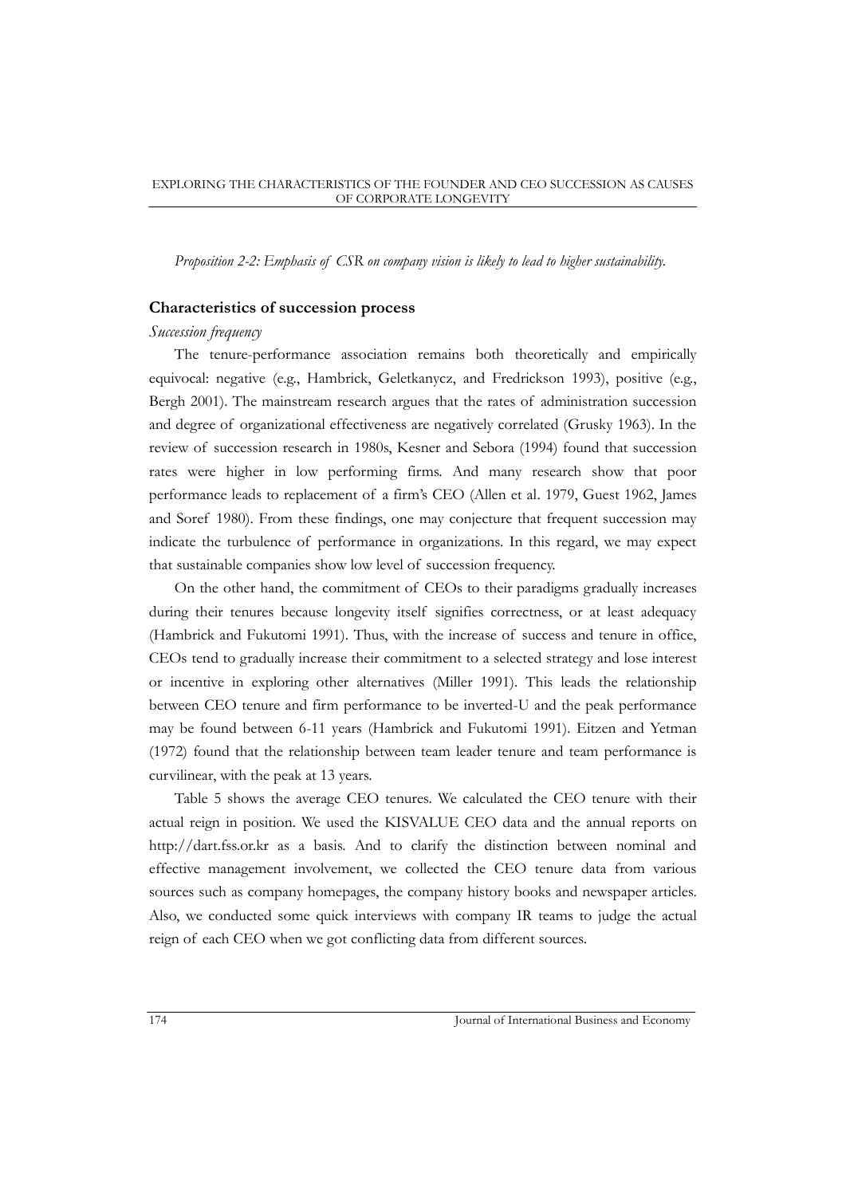*Proposition 2-2: Emphasis of CSR on company vision is likely to lead to higher sustainability.*

### Characteristics of succession process

*Succession frequency*

The tenure-performance association remains both theoretically and empirically equivocal: negative (e.g., Hambrick, Geletkanycz, and Fredrickson 1993), positive (e.g., Bergh 2001). The mainstream research argues that the rates of administration succession and degree of organizational effectiveness are negatively correlated (Grusky 1963). In the review of succession research in 1980s, Kesner and Sebora (1994) found that succession rates were higher in low performing firms. And many research show that poor performance leads to replacement of a firm's CEO (Allen et al. 1979, Guest 1962, James and Soref 1980). From these findings, one may conjecture that frequent succession may indicate the turbulence of performance in organizations. In this regard, we may expect that sustainable companies show low level of succession frequency.

On the other hand, the commitment of CEOs to their paradigms gradually increases during their tenures because longevity itself signifies correctness, or at least adequacy (Hambrick and Fukutomi 1991). Thus, with the increase of success and tenure in office, CEOs tend to gradually increase their commitment to a selected strategy and lose interest or incentive in exploring other alternatives (Miller 1991). This leads the relationship between CEO tenure and firm performance to be inverted-U and the peak performance may be found between 6-11 years (Hambrick and Fukutomi 1991). Eitzen and Yetman (1972) found that the relationship between team leader tenure and team performance is curvilinear, with the peak at 13 years.

Table 5 shows the average CEO tenures. We calculated the CEO tenure with their actual reign in position. We used the KISVALUE CEO data and the annual reports on http://dart.fss.or.kr as a basis. And to clarify the distinction between nominal and effective management involvement, we collected the CEO tenure data from various sources such as company homepages, the company history books and newspaper articles. Also, we conducted some quick interviews with company IR teams to judge the actual reign of each CEO when we got conflicting data from different sources.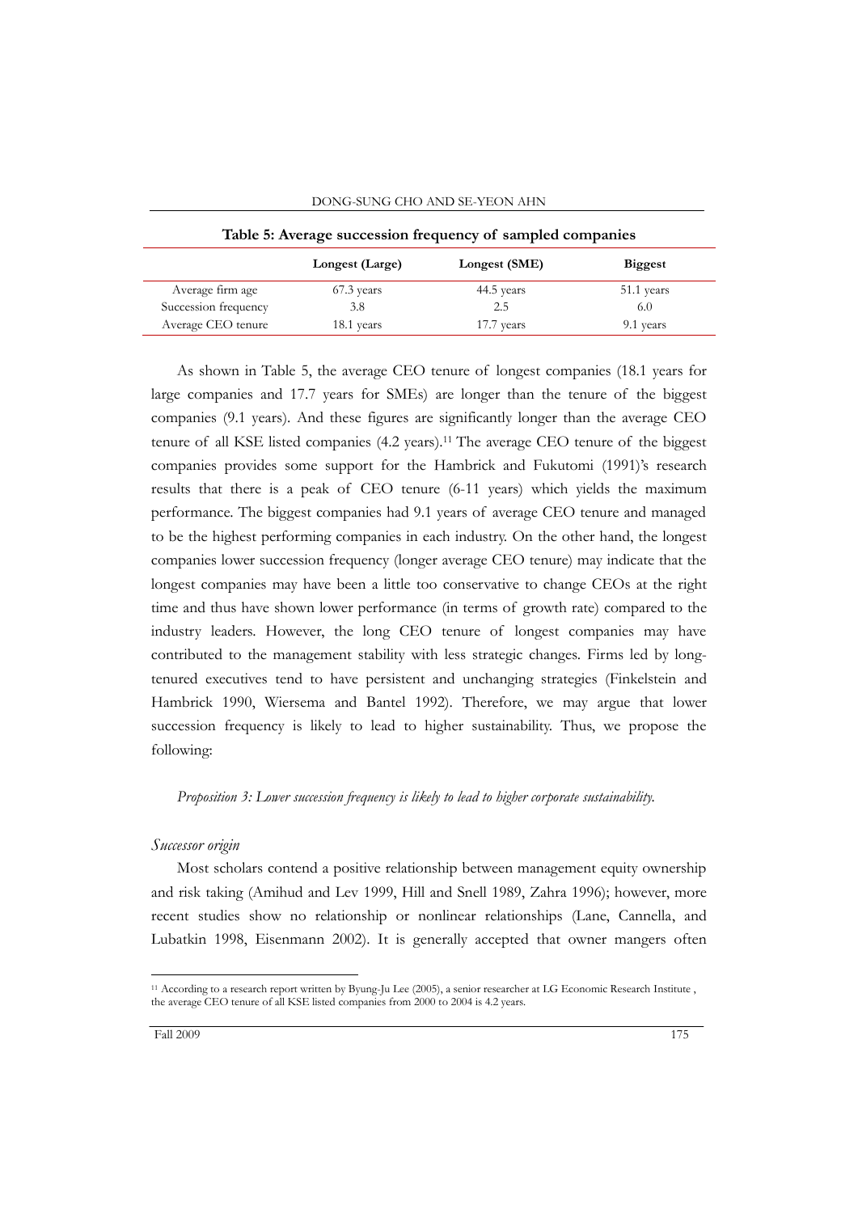**Table 5: Average succession frequency of sampled companies**

| | Longest (Large) | Longest (SME) | Biggest |
|---|---|---|---|
| Average firm age | 67.3 years | 44.5 years | 51.1 years |
| Succession frequency | 3.8 | 2.5 | 6.0 |
| Average CEO tenure | 18.1 years | 17.7 years | 9.1 years |

As shown in Table 5, the average CEO tenure of longest companies (18.1 years for large companies and 17.7 years for SMEs) are longer than the tenure of the biggest companies (9.1 years). And these figures are significantly longer than the average CEO tenure of all KSE listed companies (4.2 years).[11] The average CEO tenure of the biggest companies provides some support for the Hambrick and Fukutomi (1991)'s research results that there is a peak of CEO tenure (6-11 years) which yields the maximum performance. The biggest companies had 9.1 years of average CEO tenure and managed to be the highest performing companies in each industry. On the other hand, the longest companies lower succession frequency (longer average CEO tenure) may indicate that the longest companies may have been a little too conservative to change CEOs at the right time and thus have shown lower performance (in terms of growth rate) compared to the industry leaders. However, the long CEO tenure of longest companies may have contributed to the management stability with less strategic changes. Firms led by long-tenured executives tend to have persistent and unchanging strategies (Finkelstein and Hambrick 1990, Wiersema and Bantel 1992). Therefore, we may argue that lower succession frequency is likely to lead to higher sustainability. Thus, we propose the following:

*Proposition 3: Lower succession frequency is likely to lead to higher corporate sustainability.*

*Successor origin*

Most scholars contend a positive relationship between management equity ownership and risk taking (Amihud and Lev 1999, Hill and Snell 1989, Zahra 1996); however, more recent studies show no relationship or nonlinear relationships (Lane, Cannella, and Lubatkin 1998, Eisenmann 2002). It is generally accepted that owner mangers often

[11] According to a research report written by Byung-Ju Lee (2005), a senior researcher at LG Economic Research Institute , the average CEO tenure of all KSE listed companies from 2000 to 2004 is 4.2 years.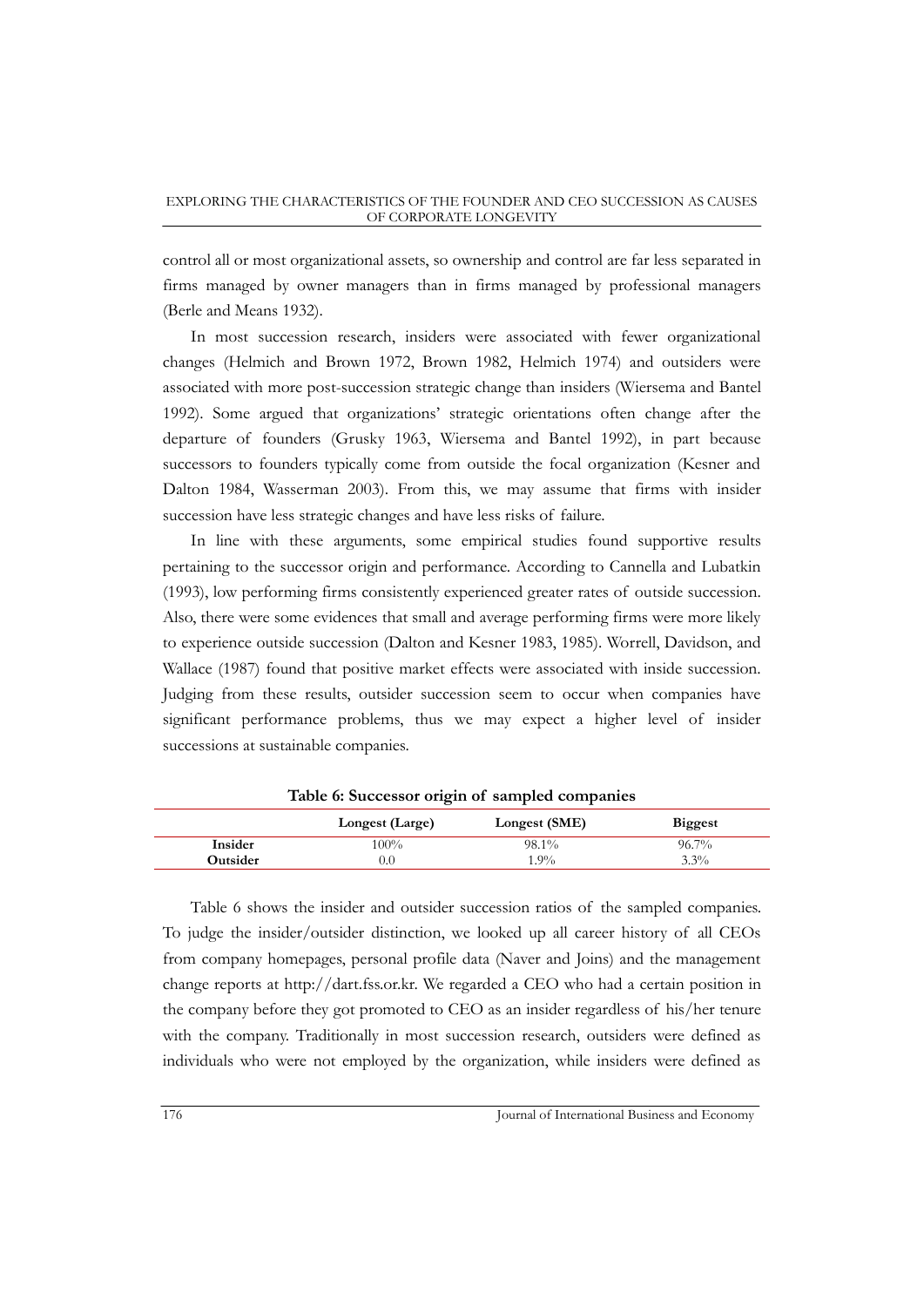control all or most organizational assets, so ownership and control are far less separated in firms managed by owner managers than in firms managed by professional managers (Berle and Means 1932).

In most succession research, insiders were associated with fewer organizational changes (Helmich and Brown 1972, Brown 1982, Helmich 1974) and outsiders were associated with more post-succession strategic change than insiders (Wiersema and Bantel 1992). Some argued that organizations' strategic orientations often change after the departure of founders (Grusky 1963, Wiersema and Bantel 1992), in part because successors to founders typically come from outside the focal organization (Kesner and Dalton 1984, Wasserman 2003). From this, we may assume that firms with insider succession have less strategic changes and have less risks of failure.

In line with these arguments, some empirical studies found supportive results pertaining to the successor origin and performance. According to Cannella and Lubatkin (1993), low performing firms consistently experienced greater rates of outside succession. Also, there were some evidences that small and average performing firms were more likely to experience outside succession (Dalton and Kesner 1983, 1985). Worrell, Davidson, and Wallace (1987) found that positive market effects were associated with inside succession. Judging from these results, outsider succession seem to occur when companies have significant performance problems, thus we may expect a higher level of insider successions at sustainable companies.

**Table 6: Successor origin of sampled companies**

| | Longest (Large) | Longest (SME) | Biggest |
|---|---|---|---|
| **Insider** | 100% | 98.1% | 96.7% |
| **Outsider** | 0.0 | 1.9% | 3.3% |

Table 6 shows the insider and outsider succession ratios of the sampled companies. To judge the insider/outsider distinction, we looked up all career history of all CEOs from company homepages, personal profile data (Naver and Joins) and the management change reports at http://dart.fss.or.kr. We regarded a CEO who had a certain position in the company before they got promoted to CEO as an insider regardless of his/her tenure with the company. Traditionally in most succession research, outsiders were defined as individuals who were not employed by the organization, while insiders were defined as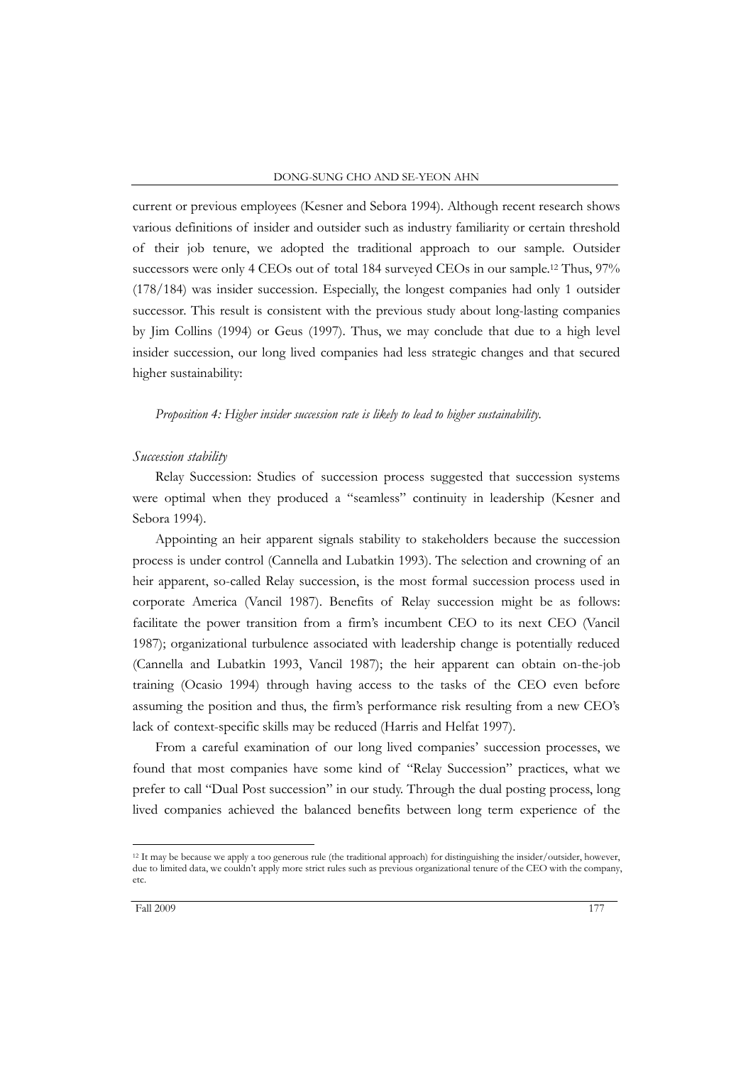current or previous employees (Kesner and Sebora 1994). Although recent research shows various definitions of insider and outsider such as industry familiarity or certain threshold of their job tenure, we adopted the traditional approach to our sample. Outsider successors were only 4 CEOs out of total 184 surveyed CEOs in our sample.[12] Thus, 97% (178/184) was insider succession. Especially, the longest companies had only 1 outsider successor. This result is consistent with the previous study about long-lasting companies by Jim Collins (1994) or Geus (1997). Thus, we may conclude that due to a high level insider succession, our long lived companies had less strategic changes and that secured higher sustainability:

*Proposition 4: Higher insider succession rate is likely to lead to higher sustainability.*

*Succession stability*

Relay Succession: Studies of succession process suggested that succession systems were optimal when they produced a "seamless" continuity in leadership (Kesner and Sebora 1994).

Appointing an heir apparent signals stability to stakeholders because the succession process is under control (Cannella and Lubatkin 1993). The selection and crowning of an heir apparent, so-called Relay succession, is the most formal succession process used in corporate America (Vancil 1987). Benefits of Relay succession might be as follows: facilitate the power transition from a firm's incumbent CEO to its next CEO (Vancil 1987); organizational turbulence associated with leadership change is potentially reduced (Cannella and Lubatkin 1993, Vancil 1987); the heir apparent can obtain on-the-job training (Ocasio 1994) through having access to the tasks of the CEO even before assuming the position and thus, the firm's performance risk resulting from a new CEO's lack of context-specific skills may be reduced (Harris and Helfat 1997).

From a careful examination of our long lived companies' succession processes, we found that most companies have some kind of "Relay Succession" practices, what we prefer to call "Dual Post succession" in our study. Through the dual posting process, long lived companies achieved the balanced benefits between long term experience of the

[12] It may be because we apply a too generous rule (the traditional approach) for distinguishing the insider/outsider, however, due to limited data, we couldn't apply more strict rules such as previous organizational tenure of the CEO with the company, etc.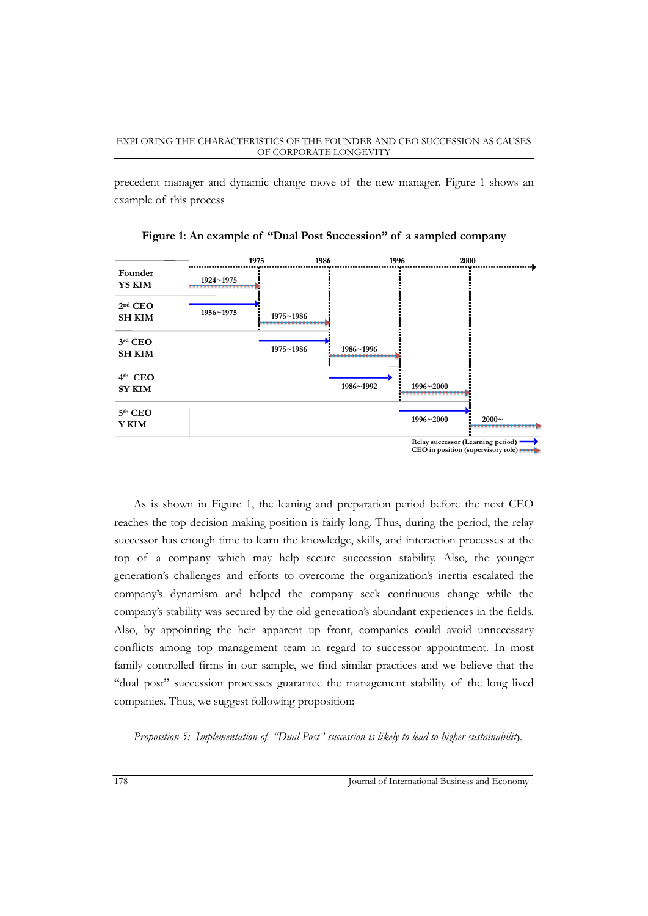precedent manager and dynamic change move of the new manager. Figure 1 shows an example of this process

**Figure 1: An example of "Dual Post Succession" of a sampled company**

| | Relay successor (Learning period) | CEO in position (supervisory role) |
|---|---|---|
| **Founder YS KIM** | | 1924~1975 |
| **2nd CEO SH KIM** | 1956~1975 | 1975~1986 |
| **3rd CEO SH KIM** | 1975~1986 | 1986~1996 |
| **4th CEO SY KIM** | 1986~1992 | 1996~2000 |
| **5th CEO Y KIM** | 1996~2000 | 2000~ |

Timeline markers: 1975, 1986, 1996, 2000

As is shown in Figure 1, the leaning and preparation period before the next CEO reaches the top decision making position is fairly long. Thus, during the period, the relay successor has enough time to learn the knowledge, skills, and interaction processes at the top of a company which may help secure succession stability. Also, the younger generation's challenges and efforts to overcome the organization's inertia escalated the company's dynamism and helped the company seek continuous change while the company's stability was secured by the old generation's abundant experiences in the fields. Also, by appointing the heir apparent up front, companies could avoid unnecessary conflicts among top management team in regard to successor appointment. In most family controlled firms in our sample, we find similar practices and we believe that the "dual post" succession processes guarantee the management stability of the long lived companies. Thus, we suggest following proposition:

*Proposition 5: Implementation of "Dual Post" succession is likely to lead to higher sustainability.*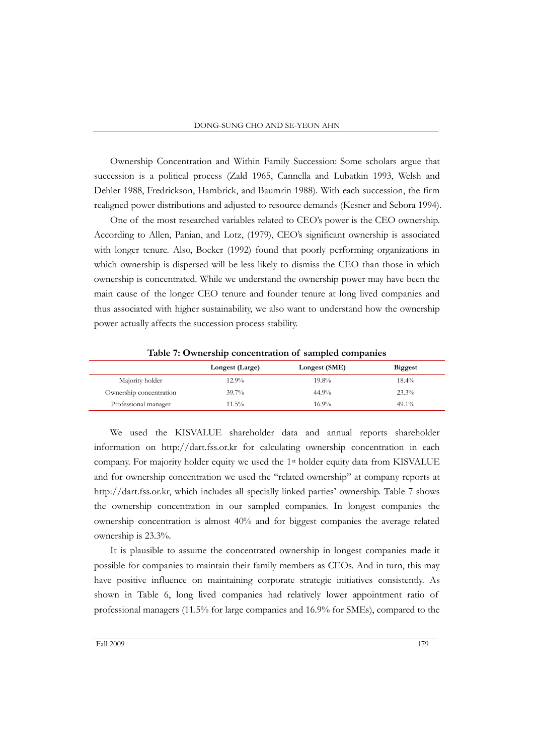Ownership Concentration and Within Family Succession: Some scholars argue that succession is a political process (Zald 1965, Cannella and Lubatkin 1993, Welsh and Dehler 1988, Fredrickson, Hambrick, and Baumrin 1988). With each succession, the firm realigned power distributions and adjusted to resource demands (Kesner and Sebora 1994).

One of the most researched variables related to CEO's power is the CEO ownership. According to Allen, Panian, and Lotz, (1979), CEO's significant ownership is associated with longer tenure. Also, Boeker (1992) found that poorly performing organizations in which ownership is dispersed will be less likely to dismiss the CEO than those in which ownership is concentrated. While we understand the ownership power may have been the main cause of the longer CEO tenure and founder tenure at long lived companies and thus associated with higher sustainability, we also want to understand how the ownership power actually affects the succession process stability.

**Table 7: Ownership concentration of sampled companies**

| | Longest (Large) | Longest (SME) | Biggest |
|---|---|---|---|
| Majority holder | 12.9% | 19.8% | 18.4% |
| Ownership concentration | 39.7% | 44.9% | 23.3% |
| Professional manager | 11.5% | 16.9% | 49.1% |

We used the KISVALUE shareholder data and annual reports shareholder information on http://dart.fss.or.kr for calculating ownership concentration in each company. For majority holder equity we used the 1st holder equity data from KISVALUE and for ownership concentration we used the "related ownership" at company reports at http://dart.fss.or.kr, which includes all specially linked parties' ownership. Table 7 shows the ownership concentration in our sampled companies. In longest companies the ownership concentration is almost 40% and for biggest companies the average related ownership is 23.3%.

It is plausible to assume the concentrated ownership in longest companies made it possible for companies to maintain their family members as CEOs. And in turn, this may have positive influence on maintaining corporate strategic initiatives consistently. As shown in Table 6, long lived companies had relatively lower appointment ratio of professional managers (11.5% for large companies and 16.9% for SMEs), compared to the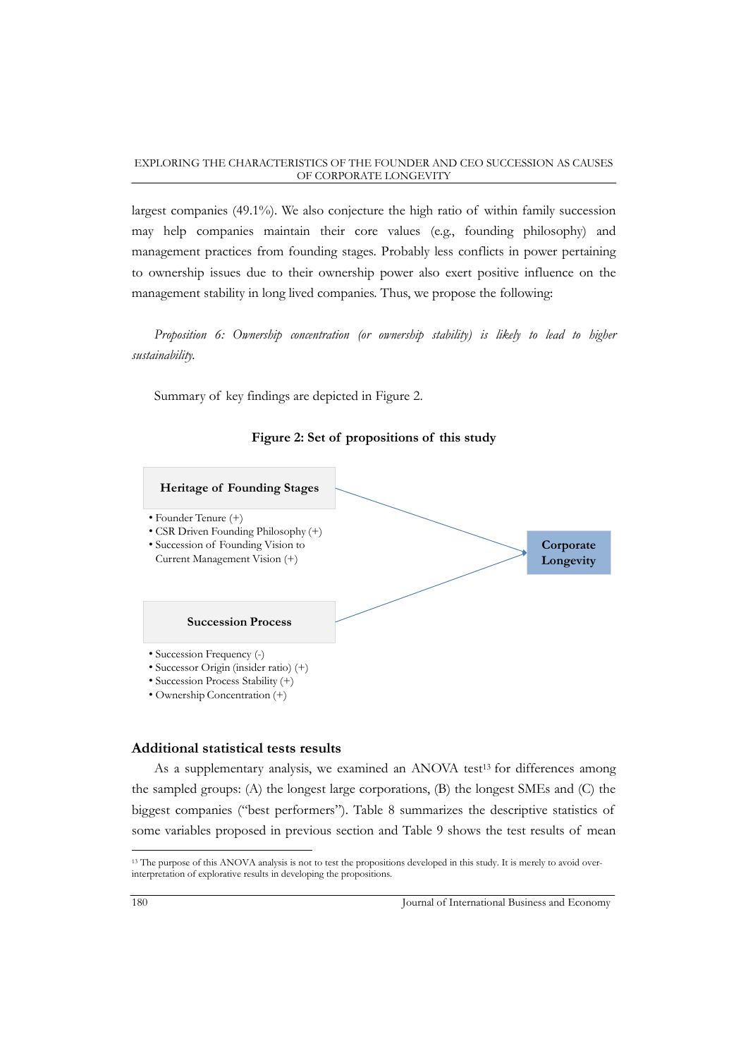largest companies (49.1%). We also conjecture the high ratio of within family succession may help companies maintain their core values (e.g., founding philosophy) and management practices from founding stages. Probably less conflicts in power pertaining to ownership issues due to their ownership power also exert positive influence on the management stability in long lived companies. Thus, we propose the following:

*Proposition 6: Ownership concentration (or ownership stability) is likely to lead to higher sustainability.*

Summary of key findings are depicted in Figure 2.

**Figure 2: Set of propositions of this study**

**Heritage of Founding Stages**

- Founder Tenure (+)
- CSR Driven Founding Philosophy (+)
- Succession of Founding Vision to Current Management Vision (+)

**Succession Process**

- Succession Frequency (-)
- Successor Origin (insider ratio) (+)
- Succession Process Stability (+)
- Ownership Concentration (+)

**Corporate Longevity**

## Additional statistical tests results

As a supplementary analysis, we examined an ANOVA test[13] for differences among the sampled groups: (A) the longest large corporations, (B) the longest SMEs and (C) the biggest companies ("best performers"). Table 8 summarizes the descriptive statistics of some variables proposed in previous section and Table 9 shows the test results of mean

[13] The purpose of this ANOVA analysis is not to test the propositions developed in this study. It is merely to avoid over-interpretation of explorative results in developing the propositions.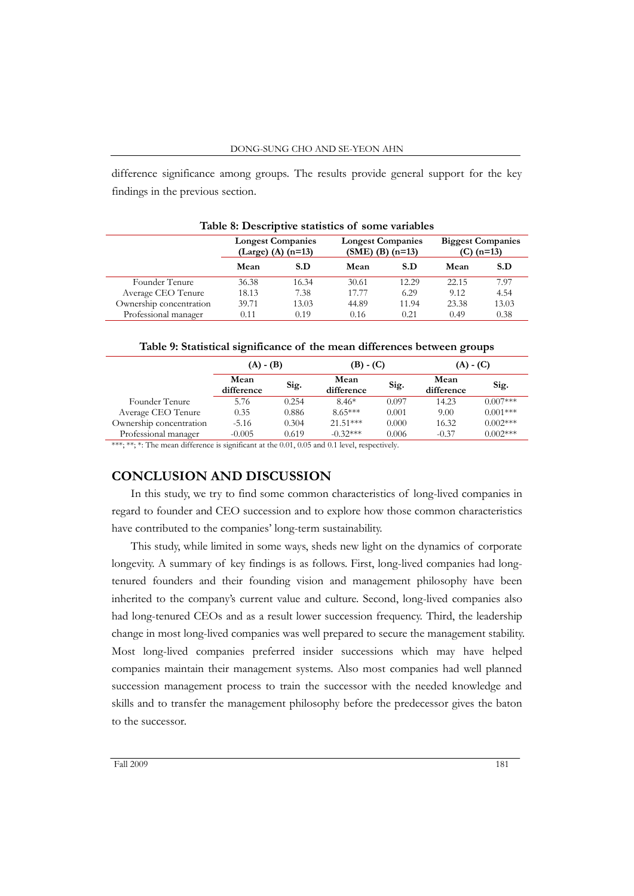difference significance among groups. The results provide general support for the key findings in the previous section.

**Table 8: Descriptive statistics of some variables**

| | Longest Companies (Large) (A) (n=13) | | Longest Companies (SME) (B) (n=13) | | Biggest Companies (C) (n=13) | |
|---|---|---|---|---|---|---|
| | **Mean** | **S.D** | **Mean** | **S.D** | **Mean** | **S.D** |
| Founder Tenure | 36.38 | 16.34 | 30.61 | 12.29 | 22.15 | 7.97 |
| Average CEO Tenure | 18.13 | 7.38 | 17.77 | 6.29 | 9.12 | 4.54 |
| Ownership concentration | 39.71 | 13.03 | 44.89 | 11.94 | 23.38 | 13.03 |
| Professional manager | 0.11 | 0.19 | 0.16 | 0.21 | 0.49 | 0.38 |

**Table 9: Statistical significance of the mean differences between groups**

| | (A) - (B) | | (B) - (C) | | (A) - (C) | |
|---|---|---|---|---|---|---|
| | **Mean difference** | **Sig.** | **Mean difference** | **Sig.** | **Mean difference** | **Sig.** |
| Founder Tenure | 5.76 | 0.254 | 8.46* | 0.097 | 14.23 | 0.007*** |
| Average CEO Tenure | 0.35 | 0.886 | 8.65*** | 0.001 | 9.00 | 0.001*** |
| Ownership concentration | -5.16 | 0.304 | 21.51*** | 0.000 | 16.32 | 0.002*** |
| Professional manager | -0.005 | 0.619 | -0.32*** | 0.006 | -0.37 | 0.002*** |

***; **; *: The mean difference is significant at the 0.01, 0.05 and 0.1 level, respectively.

## CONCLUSION AND DISCUSSION

In this study, we try to find some common characteristics of long-lived companies in regard to founder and CEO succession and to explore how those common characteristics have contributed to the companies' long-term sustainability.

This study, while limited in some ways, sheds new light on the dynamics of corporate longevity. A summary of key findings is as follows. First, long-lived companies had long-tenured founders and their founding vision and management philosophy have been inherited to the company's current value and culture. Second, long-lived companies also had long-tenured CEOs and as a result lower succession frequency. Third, the leadership change in most long-lived companies was well prepared to secure the management stability. Most long-lived companies preferred insider successions which may have helped companies maintain their management systems. Also most companies had well planned succession management process to train the successor with the needed knowledge and skills and to transfer the management philosophy before the predecessor gives the baton to the successor.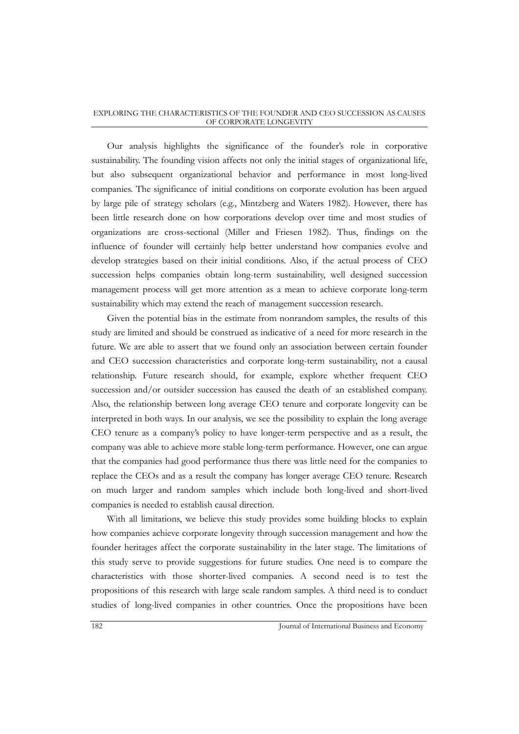Our analysis highlights the significance of the founder's role in corporative sustainability. The founding vision affects not only the initial stages of organizational life, but also subsequent organizational behavior and performance in most long-lived companies. The significance of initial conditions on corporate evolution has been argued by large pile of strategy scholars (e.g., Mintzberg and Waters 1982). However, there has been little research done on how corporations develop over time and most studies of organizations are cross-sectional (Miller and Friesen 1982). Thus, findings on the influence of founder will certainly help better understand how companies evolve and develop strategies based on their initial conditions. Also, if the actual process of CEO succession helps companies obtain long-term sustainability, well designed succession management process will get more attention as a mean to achieve corporate long-term sustainability which may extend the reach of management succession research.

Given the potential bias in the estimate from nonrandom samples, the results of this study are limited and should be construed as indicative of a need for more research in the future. We are able to assert that we found only an association between certain founder and CEO succession characteristics and corporate long-term sustainability, not a causal relationship. Future research should, for example, explore whether frequent CEO succession and/or outsider succession has caused the death of an established company. Also, the relationship between long average CEO tenure and corporate longevity can be interpreted in both ways. In our analysis, we see the possibility to explain the long average CEO tenure as a company's policy to have longer-term perspective and as a result, the company was able to achieve more stable long-term performance. However, one can argue that the companies had good performance thus there was little need for the companies to replace the CEOs and as a result the company has longer average CEO tenure. Research on much larger and random samples which include both long-lived and short-lived companies is needed to establish causal direction.

With all limitations, we believe this study provides some building blocks to explain how companies achieve corporate longevity through succession management and how the founder heritages affect the corporate sustainability in the later stage. The limitations of this study serve to provide suggestions for future studies. One need is to compare the characteristics with those shorter-lived companies. A second need is to test the propositions of this research with large scale random samples. A third need is to conduct studies of long-lived companies in other countries. Once the propositions have been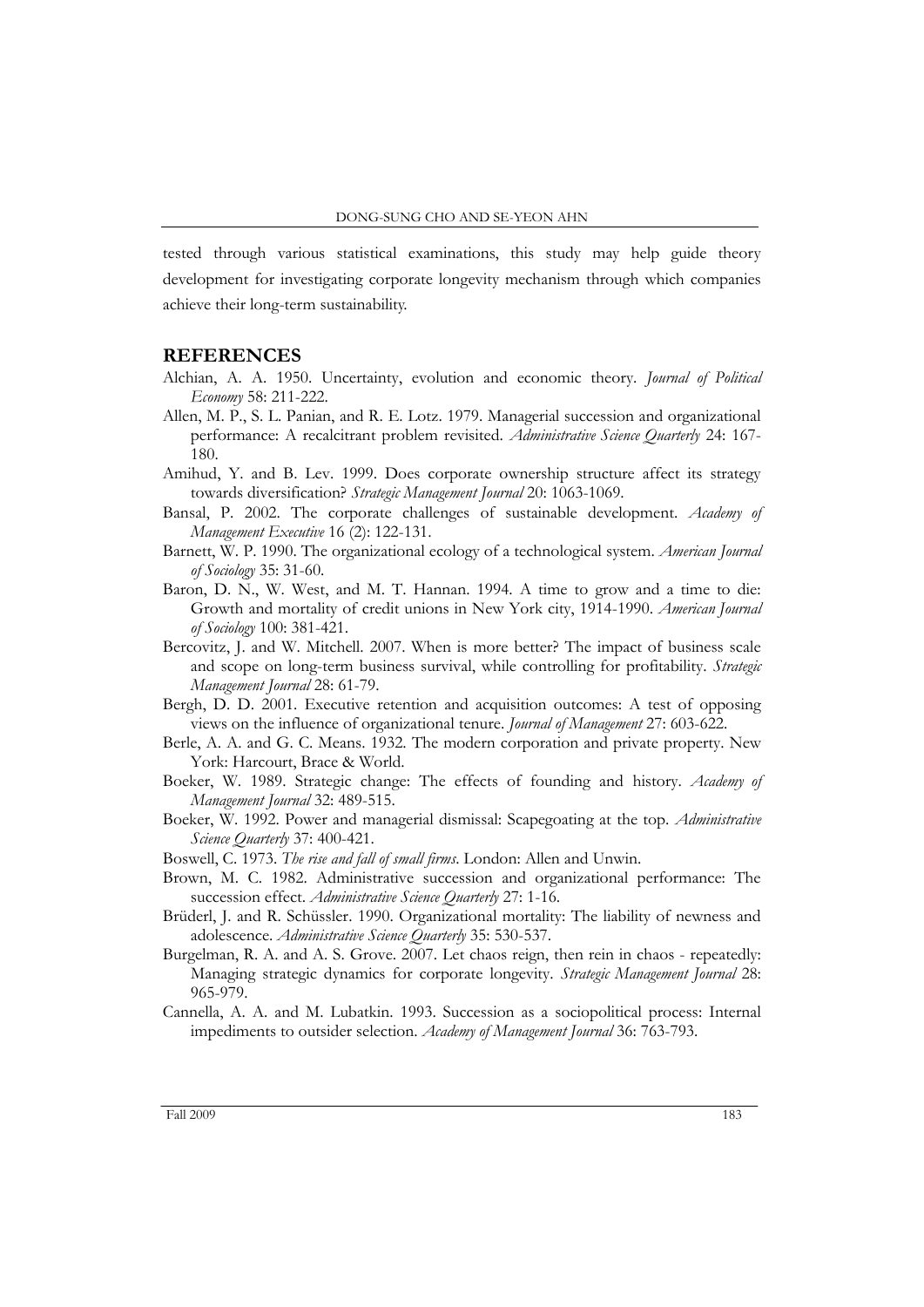tested through various statistical examinations, this study may help guide theory development for investigating corporate longevity mechanism through which companies achieve their long-term sustainability.

## REFERENCES

Alchian, A. A. 1950. Uncertainty, evolution and economic theory. *Journal of Political Economy* 58: 211-222.

Allen, M. P., S. L. Panian, and R. E. Lotz. 1979. Managerial succession and organizational performance: A recalcitrant problem revisited. *Administrative Science Quarterly* 24: 167-180.

Amihud, Y. and B. Lev. 1999. Does corporate ownership structure affect its strategy towards diversification? *Strategic Management Journal* 20: 1063-1069.

Bansal, P. 2002. The corporate challenges of sustainable development. *Academy of Management Executive* 16 (2): 122-131.

Barnett, W. P. 1990. The organizational ecology of a technological system. *American Journal of Sociology* 35: 31-60.

Baron, D. N., W. West, and M. T. Hannan. 1994. A time to grow and a time to die: Growth and mortality of credit unions in New York city, 1914-1990. *American Journal of Sociology* 100: 381-421.

Bercovitz, J. and W. Mitchell. 2007. When is more better? The impact of business scale and scope on long-term business survival, while controlling for profitability. *Strategic Management Journal* 28: 61-79.

Bergh, D. D. 2001. Executive retention and acquisition outcomes: A test of opposing views on the influence of organizational tenure. *Journal of Management* 27: 603-622.

Berle, A. A. and G. C. Means. 1932. The modern corporation and private property. New York: Harcourt, Brace & World.

Boeker, W. 1989. Strategic change: The effects of founding and history. *Academy of Management Journal* 32: 489-515.

Boeker, W. 1992. Power and managerial dismissal: Scapegoating at the top. *Administrative Science Quarterly* 37: 400-421.

Boswell, C. 1973. *The rise and fall of small firms*. London: Allen and Unwin.

Brown, M. C. 1982. Administrative succession and organizational performance: The succession effect. *Administrative Science Quarterly* 27: 1-16.

Brüderl, J. and R. Schüssler. 1990. Organizational mortality: The liability of newness and adolescence. *Administrative Science Quarterly* 35: 530-537.

Burgelman, R. A. and A. S. Grove. 2007. Let chaos reign, then rein in chaos - repeatedly: Managing strategic dynamics for corporate longevity. *Strategic Management Journal* 28: 965-979.

Cannella, A. A. and M. Lubatkin. 1993. Succession as a sociopolitical process: Internal impediments to outsider selection. *Academy of Management Journal* 36: 763-793.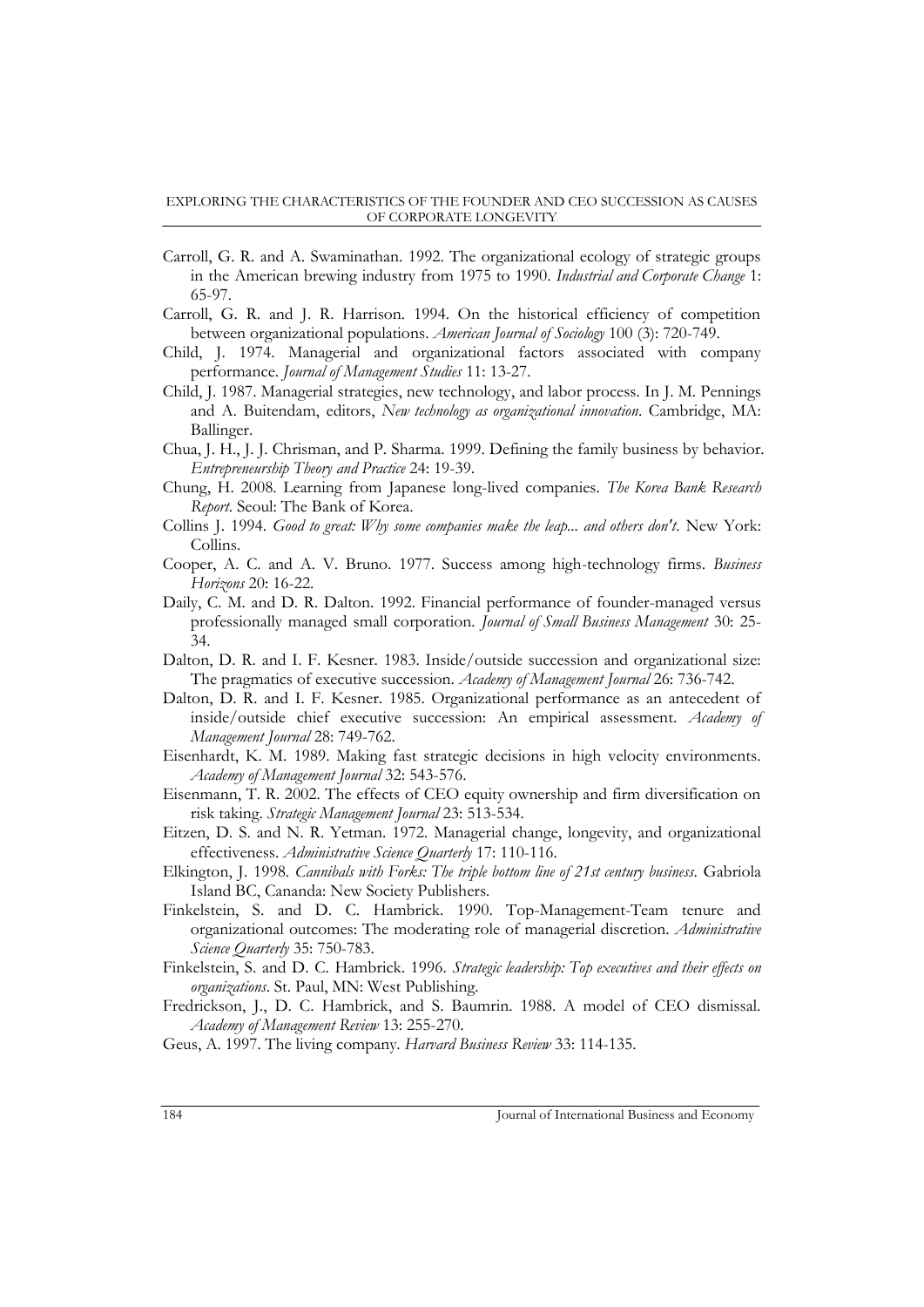Carroll, G. R. and A. Swaminathan. 1992. The organizational ecology of strategic groups in the American brewing industry from 1975 to 1990. *Industrial and Corporate Change* 1: 65-97.

Carroll, G. R. and J. R. Harrison. 1994. On the historical efficiency of competition between organizational populations. *American Journal of Sociology* 100 (3): 720-749.

Child, J. 1974. Managerial and organizational factors associated with company performance. *Journal of Management Studies* 11: 13-27.

Child, J. 1987. Managerial strategies, new technology, and labor process. In J. M. Pennings and A. Buitendam, editors, *New technology as organizational innovation*. Cambridge, MA: Ballinger.

Chua, J. H., J. J. Chrisman, and P. Sharma. 1999. Defining the family business by behavior. *Entrepreneurship Theory and Practice* 24: 19-39.

Chung, H. 2008. Learning from Japanese long-lived companies. *The Korea Bank Research Report*. Seoul: The Bank of Korea.

Collins J. 1994. *Good to great: Why some companies make the leap... and others don't*. New York: Collins.

Cooper, A. C. and A. V. Bruno. 1977. Success among high-technology firms. *Business Horizons* 20: 16-22.

Daily, C. M. and D. R. Dalton. 1992. Financial performance of founder-managed versus professionally managed small corporation. *Journal of Small Business Management* 30: 25-34.

Dalton, D. R. and I. F. Kesner. 1983. Inside/outside succession and organizational size: The pragmatics of executive succession. *Academy of Management Journal* 26: 736-742.

Dalton, D. R. and I. F. Kesner. 1985. Organizational performance as an antecedent of inside/outside chief executive succession: An empirical assessment. *Academy of Management Journal* 28: 749-762.

Eisenhardt, K. M. 1989. Making fast strategic decisions in high velocity environments. *Academy of Management Journal* 32: 543-576.

Eisenmann, T. R. 2002. The effects of CEO equity ownership and firm diversification on risk taking. *Strategic Management Journal* 23: 513-534.

Eitzen, D. S. and N. R. Yetman. 1972. Managerial change, longevity, and organizational effectiveness. *Administrative Science Quarterly* 17: 110-116.

Elkington, J. 1998. *Cannibals with Forks: The triple bottom line of 21st century business*. Gabriola Island BC, Cananda: New Society Publishers.

Finkelstein, S. and D. C. Hambrick. 1990. Top-Management-Team tenure and organizational outcomes: The moderating role of managerial discretion. *Administrative Science Quarterly* 35: 750-783.

Finkelstein, S. and D. C. Hambrick. 1996. *Strategic leadership: Top executives and their effects on organizations*. St. Paul, MN: West Publishing.

Fredrickson, J., D. C. Hambrick, and S. Baumrin. 1988. A model of CEO dismissal. *Academy of Management Review* 13: 255-270.

Geus, A. 1997. The living company. *Harvard Business Review* 33: 114-135.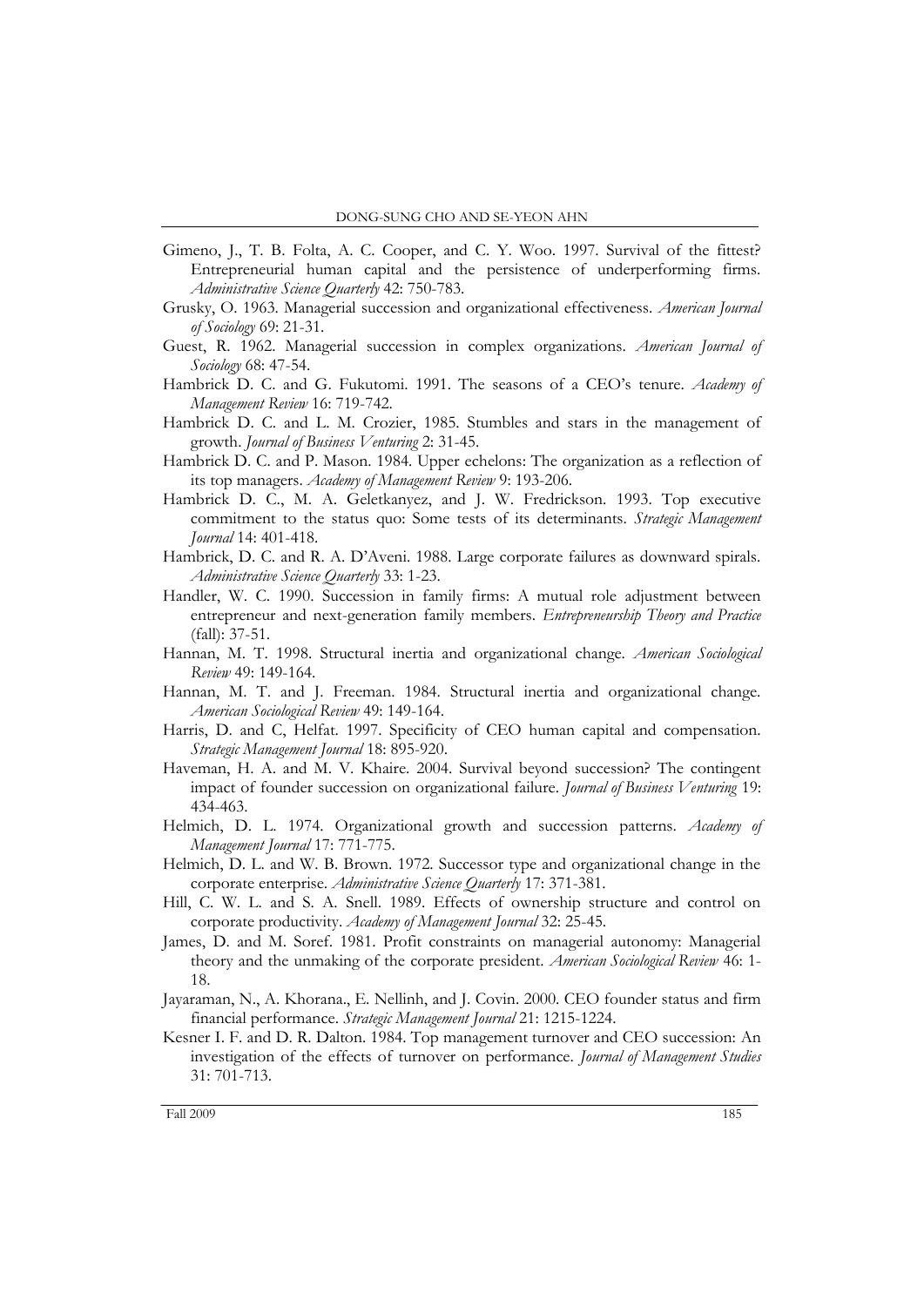Gimeno, J., T. B. Folta, A. C. Cooper, and C. Y. Woo. 1997. Survival of the fittest? Entrepreneurial human capital and the persistence of underperforming firms. *Administrative Science Quarterly* 42: 750-783.

Grusky, O. 1963. Managerial succession and organizational effectiveness. *American Journal of Sociology* 69: 21-31.

Guest, R. 1962. Managerial succession in complex organizations. *American Journal of Sociology* 68: 47-54.

Hambrick D. C. and G. Fukutomi. 1991. The seasons of a CEO's tenure. *Academy of Management Review* 16: 719-742.

Hambrick D. C. and L. M. Crozier, 1985. Stumbles and stars in the management of growth. *Journal of Business Venturing* 2: 31-45.

Hambrick D. C. and P. Mason. 1984. Upper echelons: The organization as a reflection of its top managers. *Academy of Management Review* 9: 193-206.

Hambrick D. C., M. A. Geletkanyez, and J. W. Fredrickson. 1993. Top executive commitment to the status quo: Some tests of its determinants. *Strategic Management Journal* 14: 401-418.

Hambrick, D. C. and R. A. D'Aveni. 1988. Large corporate failures as downward spirals. *Administrative Science Quarterly* 33: 1-23.

Handler, W. C. 1990. Succession in family firms: A mutual role adjustment between entrepreneur and next-generation family members. *Entrepreneurship Theory and Practice* (fall): 37-51.

Hannan, M. T. 1998. Structural inertia and organizational change. *American Sociological Review* 49: 149-164.

Hannan, M. T. and J. Freeman. 1984. Structural inertia and organizational change. *American Sociological Review* 49: 149-164.

Harris, D. and C, Helfat. 1997. Specificity of CEO human capital and compensation. *Strategic Management Journal* 18: 895-920.

Haveman, H. A. and M. V. Khaire. 2004. Survival beyond succession? The contingent impact of founder succession on organizational failure. *Journal of Business Venturing* 19: 434-463.

Helmich, D. L. 1974. Organizational growth and succession patterns. *Academy of Management Journal* 17: 771-775.

Helmich, D. L. and W. B. Brown. 1972. Successor type and organizational change in the corporate enterprise. *Administrative Science Quarterly* 17: 371-381.

Hill, C. W. L. and S. A. Snell. 1989. Effects of ownership structure and control on corporate productivity. *Academy of Management Journal* 32: 25-45.

James, D. and M. Soref. 1981. Profit constraints on managerial autonomy: Managerial theory and the unmaking of the corporate president. *American Sociological Review* 46: 1-18.

Jayaraman, N., A. Khorana., E. Nellinh, and J. Covin. 2000. CEO founder status and firm financial performance. *Strategic Management Journal* 21: 1215-1224.

Kesner I. F. and D. R. Dalton. 1984. Top management turnover and CEO succession: An investigation of the effects of turnover on performance. *Journal of Management Studies* 31: 701-713.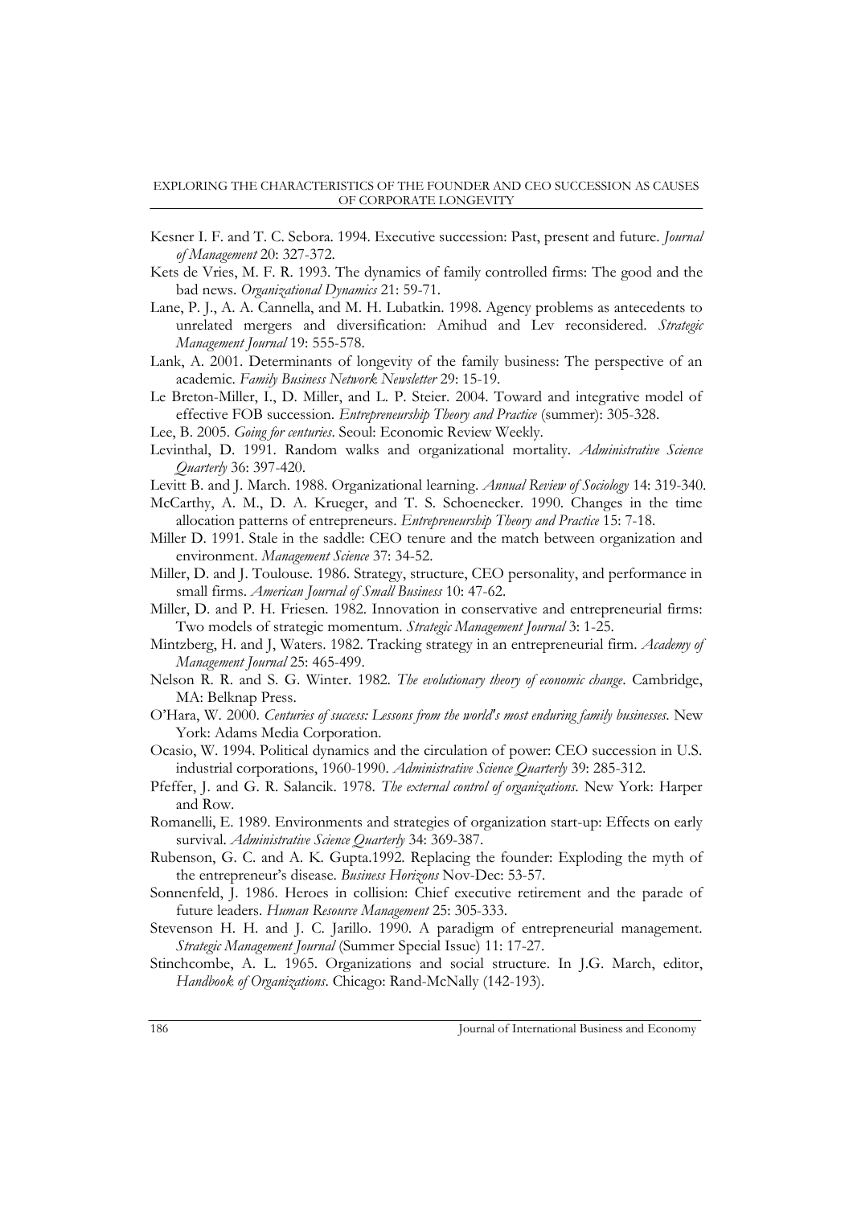Kesner I. F. and T. C. Sebora. 1994. Executive succession: Past, present and future. *Journal of Management* 20: 327-372.

Kets de Vries, M. F. R. 1993. The dynamics of family controlled firms: The good and the bad news. *Organizational Dynamics* 21: 59-71.

Lane, P. J., A. A. Cannella, and M. H. Lubatkin. 1998. Agency problems as antecedents to unrelated mergers and diversification: Amihud and Lev reconsidered. *Strategic Management Journal* 19: 555-578.

Lank, A. 2001. Determinants of longevity of the family business: The perspective of an academic. *Family Business Network Newsletter* 29: 15-19.

Le Breton-Miller, I., D. Miller, and L. P. Steier. 2004. Toward and integrative model of effective FOB succession. *Entrepreneurship Theory and Practice* (summer): 305-328.

Lee, B. 2005. *Going for centuries*. Seoul: Economic Review Weekly.

Levinthal, D. 1991. Random walks and organizational mortality. *Administrative Science Quarterly* 36: 397-420.

Levitt B. and J. March. 1988. Organizational learning. *Annual Review of Sociology* 14: 319-340.

McCarthy, A. M., D. A. Krueger, and T. S. Schoenecker. 1990. Changes in the time allocation patterns of entrepreneurs. *Entrepreneurship Theory and Practice* 15: 7-18.

Miller D. 1991. Stale in the saddle: CEO tenure and the match between organization and environment. *Management Science* 37: 34-52.

Miller, D. and J. Toulouse. 1986. Strategy, structure, CEO personality, and performance in small firms. *American Journal of Small Business* 10: 47-62.

Miller, D. and P. H. Friesen. 1982. Innovation in conservative and entrepreneurial firms: Two models of strategic momentum. *Strategic Management Journal* 3: 1-25.

Mintzberg, H. and J, Waters. 1982. Tracking strategy in an entrepreneurial firm. *Academy of Management Journal* 25: 465-499.

Nelson R. R. and S. G. Winter. 1982. *The evolutionary theory of economic change*. Cambridge, MA: Belknap Press.

O'Hara, W. 2000. *Centuries of success: Lessons from the world's most enduring family businesses*. New York: Adams Media Corporation.

Ocasio, W. 1994. Political dynamics and the circulation of power: CEO succession in U.S. industrial corporations, 1960-1990. *Administrative Science Quarterly* 39: 285-312.

Pfeffer, J. and G. R. Salancik. 1978. *The external control of organizations*. New York: Harper and Row.

Romanelli, E. 1989. Environments and strategies of organization start-up: Effects on early survival. *Administrative Science Quarterly* 34: 369-387.

Rubenson, G. C. and A. K. Gupta.1992. Replacing the founder: Exploding the myth of the entrepreneur's disease. *Business Horizons* Nov-Dec: 53-57.

Sonnenfeld, J. 1986. Heroes in collision: Chief executive retirement and the parade of future leaders. *Human Resource Management* 25: 305-333.

Stevenson H. H. and J. C. Jarillo. 1990. A paradigm of entrepreneurial management. *Strategic Management Journal* (Summer Special Issue) 11: 17-27.

Stinchcombe, A. L. 1965. Organizations and social structure. In J.G. March, editor, *Handbook of Organizations*. Chicago: Rand-McNally (142-193).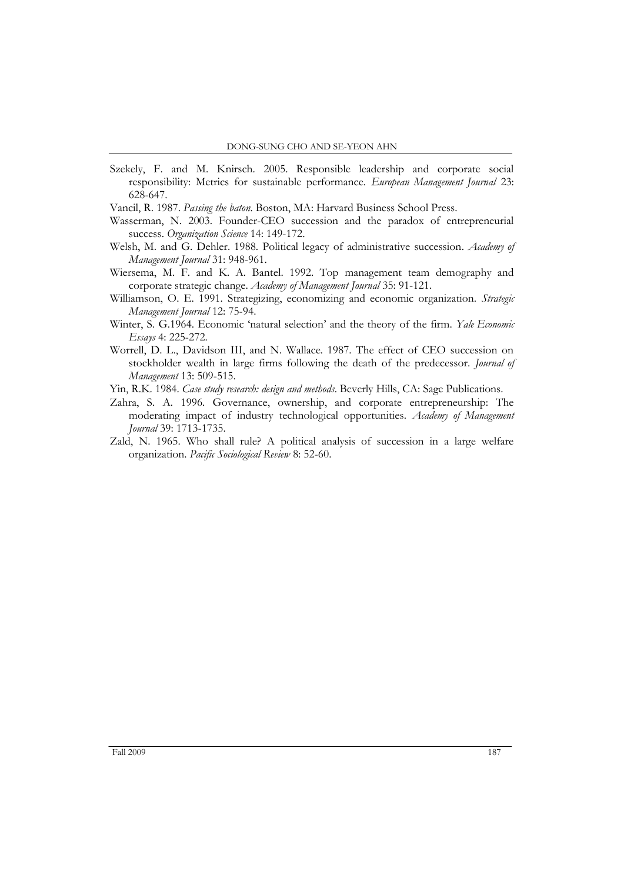Szekely, F. and M. Knirsch. 2005. Responsible leadership and corporate social responsibility: Metrics for sustainable performance. *European Management Journal* 23: 628-647.

Vancil, R. 1987. *Passing the baton.* Boston, MA: Harvard Business School Press.

Wasserman, N. 2003. Founder-CEO succession and the paradox of entrepreneurial success. *Organization Science* 14: 149-172.

Welsh, M. and G. Dehler. 1988. Political legacy of administrative succession. *Academy of Management Journal* 31: 948-961.

Wiersema, M. F. and K. A. Bantel. 1992. Top management team demography and corporate strategic change. *Academy of Management Journal* 35: 91-121.

Williamson, O. E. 1991. Strategizing, economizing and economic organization. *Strategic Management Journal* 12: 75-94.

Winter, S. G.1964. Economic 'natural selection' and the theory of the firm. *Yale Economic Essays* 4: 225-272.

Worrell, D. L., Davidson III, and N. Wallace. 1987. The effect of CEO succession on stockholder wealth in large firms following the death of the predecessor. *Journal of Management* 13: 509-515.

Yin, R.K. 1984. *Case study research: design and methods*. Beverly Hills, CA: Sage Publications.

Zahra, S. A. 1996. Governance, ownership, and corporate entrepreneurship: The moderating impact of industry technological opportunities. *Academy of Management Journal* 39: 1713-1735.

Zald, N. 1965. Who shall rule? A political analysis of succession in a large welfare organization. *Pacific Sociological Review* 8: 52-60.